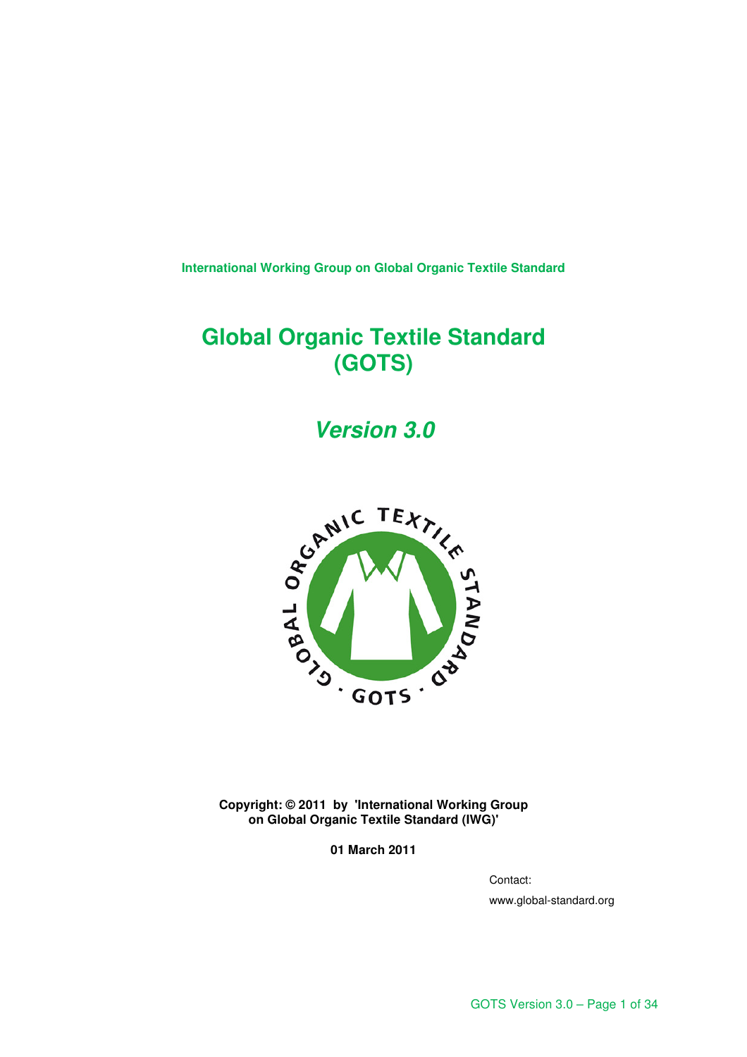International Working Group on Global Organic Textile Standard

# Global Organic Textile Standard (GOTS)

## *Version 3.0*

**Copyright: © 2011 by 'International Working Group on Global Organic Textile Standard (IWG)'**

**01 March 2011**

Contact:

www.global-standard.org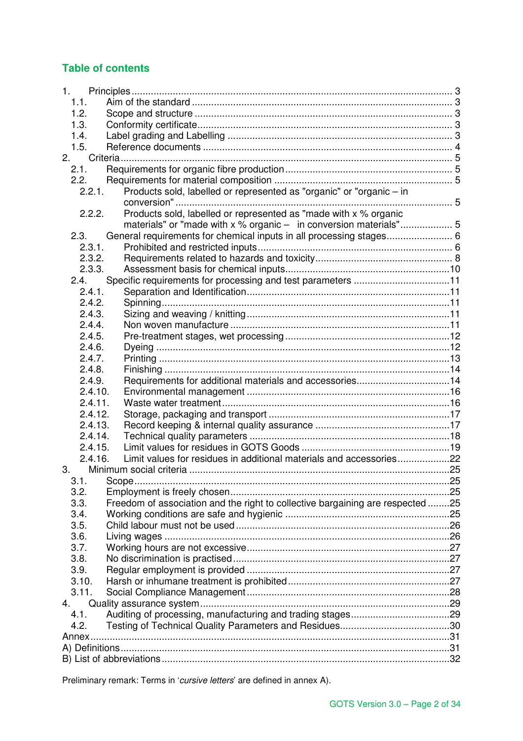## Table of contents

1. Principles ... 3
   - 1.1. Aim of the standard ... 3
   - 1.2. Scope and structure ... 3
   - 1.3. Conformity certificate ... 3
   - 1.4. Label grading and Labelling ... 3
   - 1.5. Reference documents ... 4
2. Criteria ... 5
   - 2.1. Requirements for organic fibre production ... 5
   - 2.2. Requirements for material composition ... 5
     - 2.2.1. Products sold, labelled or represented as "organic" or "organic – in conversion" ... 5
     - 2.2.2. Products sold, labelled or represented as "made with x % organic materials" or "made with x % organic – in conversion materials" ... 5
   - 2.3. General requirements for chemical inputs in all processing stages ... 6
     - 2.3.1. Prohibited and restricted inputs ... 6
     - 2.3.2. Requirements related to hazards and toxicity ... 8
     - 2.3.3. Assessment basis for chemical inputs ... 10
   - 2.4. Specific requirements for processing and test parameters ... 11
     - 2.4.1. Separation and Identification ... 11
     - 2.4.2. Spinning ... 11
     - 2.4.3. Sizing and weaving / knitting ... 11
     - 2.4.4. Non woven manufacture ... 11
     - 2.4.5. Pre-treatment stages, wet processing ... 12
     - 2.4.6. Dyeing ... 12
     - 2.4.7. Printing ... 13
     - 2.4.8. Finishing ... 14
     - 2.4.9. Requirements for additional materials and accessories ... 14
     - 2.4.10. Environmental management ... 16
     - 2.4.11. Waste water treatment ... 16
     - 2.4.12. Storage, packaging and transport ... 17
     - 2.4.13. Record keeping & internal quality assurance ... 17
     - 2.4.14. Technical quality parameters ... 18
     - 2.4.15. Limit values for residues in GOTS Goods ... 19
     - 2.4.16. Limit values for residues in additional materials and accessories ... 22
3. Minimum social criteria ... 25
   - 3.1. Scope ... 25
   - 3.2. Employment is freely chosen ... 25
   - 3.3. Freedom of association and the right to collective bargaining are respected ... 25
   - 3.4. Working conditions are safe and hygienic ... 25
   - 3.5. Child labour must not be used ... 26
   - 3.6. Living wages ... 26
   - 3.7. Working hours are not excessive ... 27
   - 3.8. No discrimination is practised ... 27
   - 3.9. Regular employment is provided ... 27
   - 3.10. Harsh or inhumane treatment is prohibited ... 27
   - 3.11. Social Compliance Management ... 28
4. Quality assurance system ... 29
   - 4.1. Auditing of processing, manufacturing and trading stages ... 29
   - 4.2. Testing of Technical Quality Parameters and Residues ... 30

Annex ... 31

A) Definitions ... 31

B) List of abbreviations ... 32

Preliminary remark: Terms in '*cursive letters*' are defined in annex A).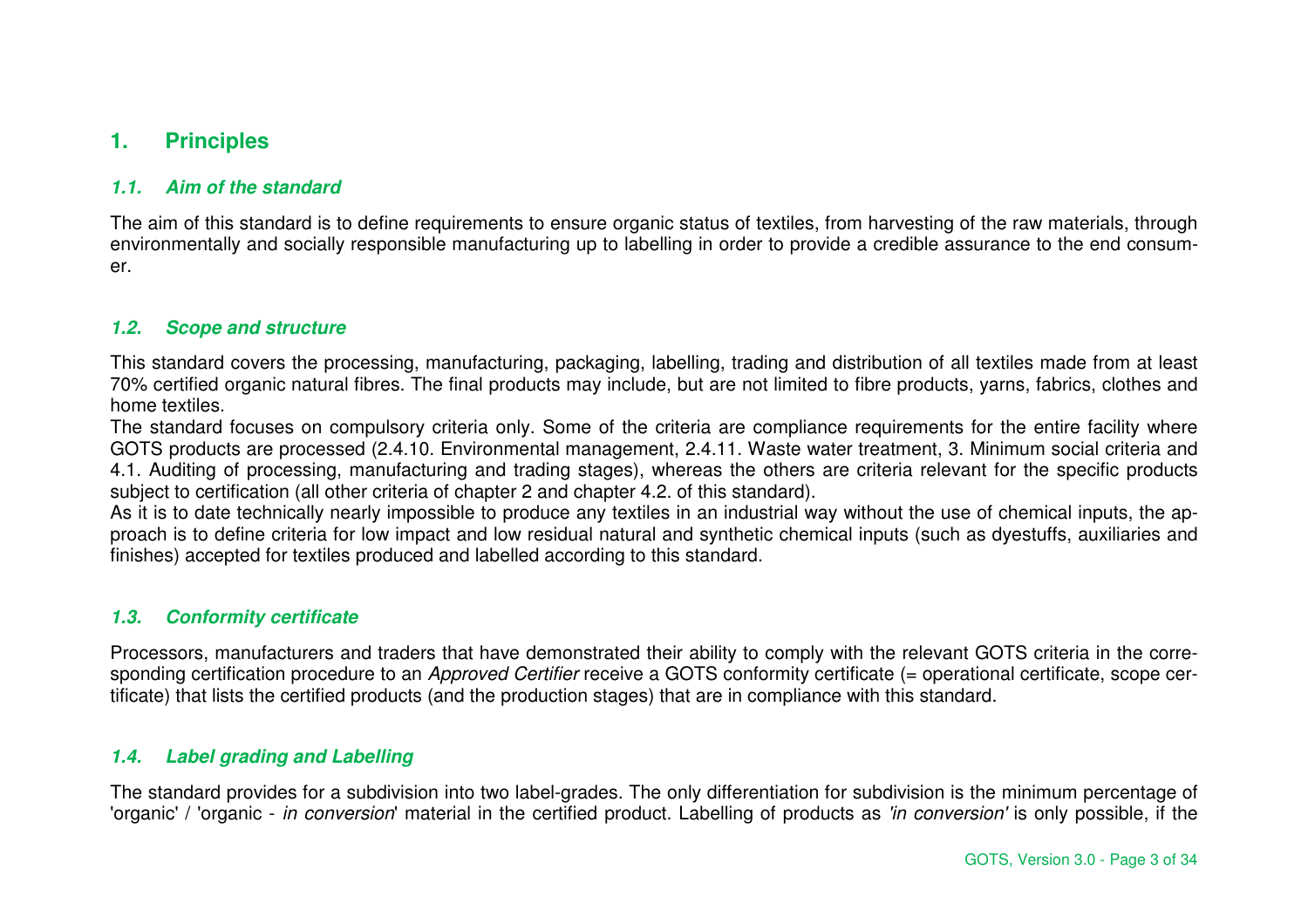# 1. Principles

## 1.1. Aim of the standard

The aim of this standard is to define requirements to ensure organic status of textiles, from harvesting of the raw materials, through environmentally and socially responsible manufacturing up to labelling in order to provide a credible assurance to the end consumer.

## 1.2. Scope and structure

This standard covers the processing, manufacturing, packaging, labelling, trading and distribution of all textiles made from at least 70% certified organic natural fibres. The final products may include, but are not limited to fibre products, yarns, fabrics, clothes and home textiles.

The standard focuses on compulsory criteria only. Some of the criteria are compliance requirements for the entire facility where GOTS products are processed (2.4.10. Environmental management, 2.4.11. Waste water treatment, 3. Minimum social criteria and 4.1. Auditing of processing, manufacturing and trading stages), whereas the others are criteria relevant for the specific products subject to certification (all other criteria of chapter 2 and chapter 4.2. of this standard).

As it is to date technically nearly impossible to produce any textiles in an industrial way without the use of chemical inputs, the approach is to define criteria for low impact and low residual natural and synthetic chemical inputs (such as dyestuffs, auxiliaries and finishes) accepted for textiles produced and labelled according to this standard.

## 1.3. Conformity certificate

Processors, manufacturers and traders that have demonstrated their ability to comply with the relevant GOTS criteria in the corresponding certification procedure to an *Approved Certifier* receive a GOTS conformity certificate (= operational certificate, scope certificate) that lists the certified products (and the production stages) that are in compliance with this standard.

## 1.4. Label grading and Labelling

The standard provides for a subdivision into two label-grades. The only differentiation for subdivision is the minimum percentage of 'organic' / 'organic - *in conversion*' material in the certified product. Labelling of products as *'in conversion'* is only possible, if the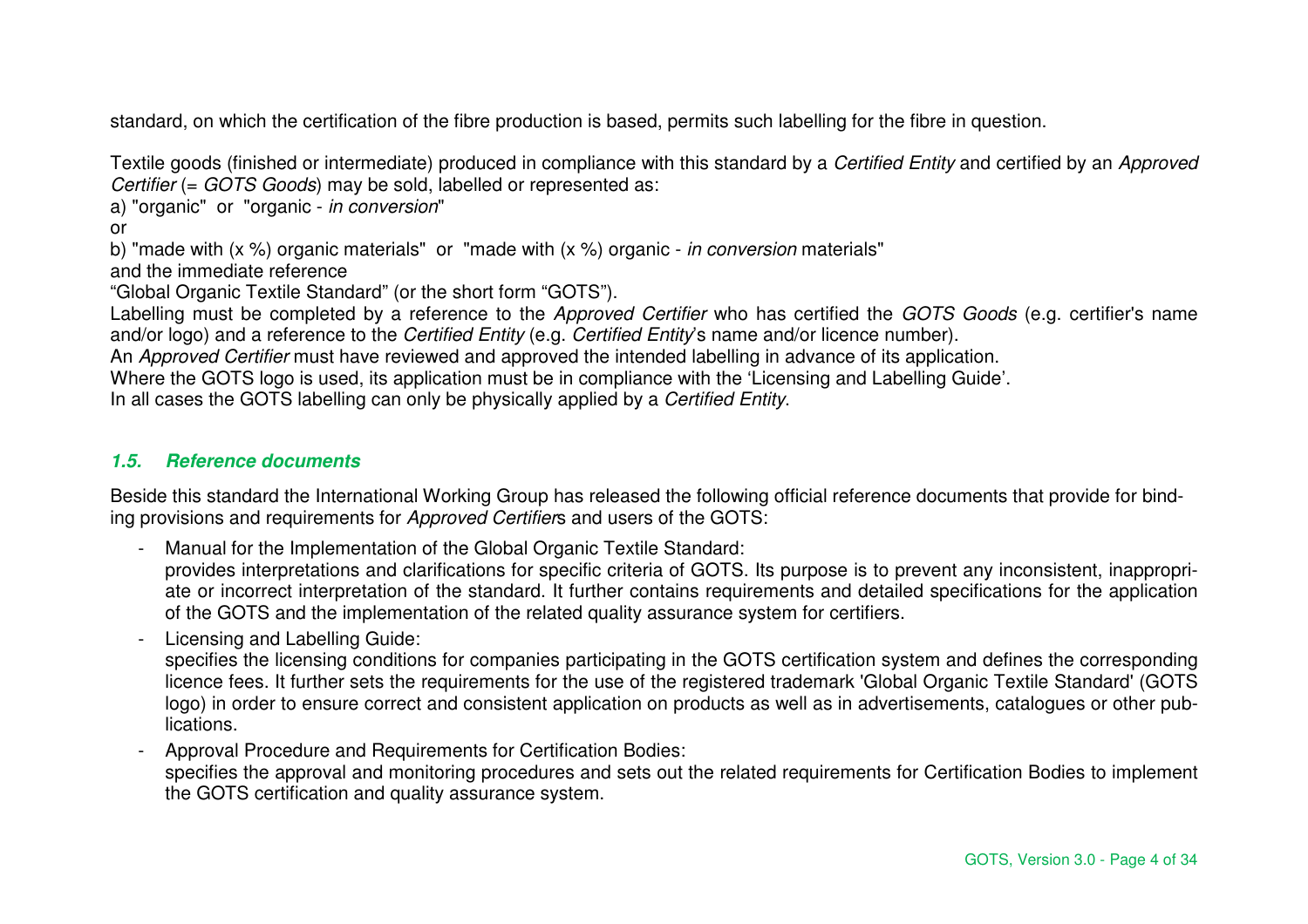standard, on which the certification of the fibre production is based, permits such labelling for the fibre in question.

Textile goods (finished or intermediate) produced in compliance with this standard by a *Certified Entity* and certified by an *Approved Certifier* (= *GOTS Goods*) may be sold, labelled or represented as:

a) "organic" or "organic - *in conversion*"

or

b) "made with (x %) organic materials" or "made with (x %) organic - *in conversion* materials"

and the immediate reference

"Global Organic Textile Standard" (or the short form "GOTS").

Labelling must be completed by a reference to the *Approved Certifier* who has certified the *GOTS Goods* (e.g. certifier's name and/or logo) and a reference to the *Certified Entity* (e.g. *Certified Entity*'s name and/or licence number).

An *Approved Certifier* must have reviewed and approved the intended labelling in advance of its application.

Where the GOTS logo is used, its application must be in compliance with the 'Licensing and Labelling Guide'.

In all cases the GOTS labelling can only be physically applied by a *Certified Entity*.

### *1.5. Reference documents*

Beside this standard the International Working Group has released the following official reference documents that provide for binding provisions and requirements for *Approved Certifier*s and users of the GOTS:

- Manual for the Implementation of the Global Organic Textile Standard:
  provides interpretations and clarifications for specific criteria of GOTS. Its purpose is to prevent any inconsistent, inappropriate or incorrect interpretation of the standard. It further contains requirements and detailed specifications for the application of the GOTS and the implementation of the related quality assurance system for certifiers.
- Licensing and Labelling Guide:
  specifies the licensing conditions for companies participating in the GOTS certification system and defines the corresponding licence fees. It further sets the requirements for the use of the registered trademark 'Global Organic Textile Standard' (GOTS logo) in order to ensure correct and consistent application on products as well as in advertisements, catalogues or other publications.
- Approval Procedure and Requirements for Certification Bodies:
  specifies the approval and monitoring procedures and sets out the related requirements for Certification Bodies to implement the GOTS certification and quality assurance system.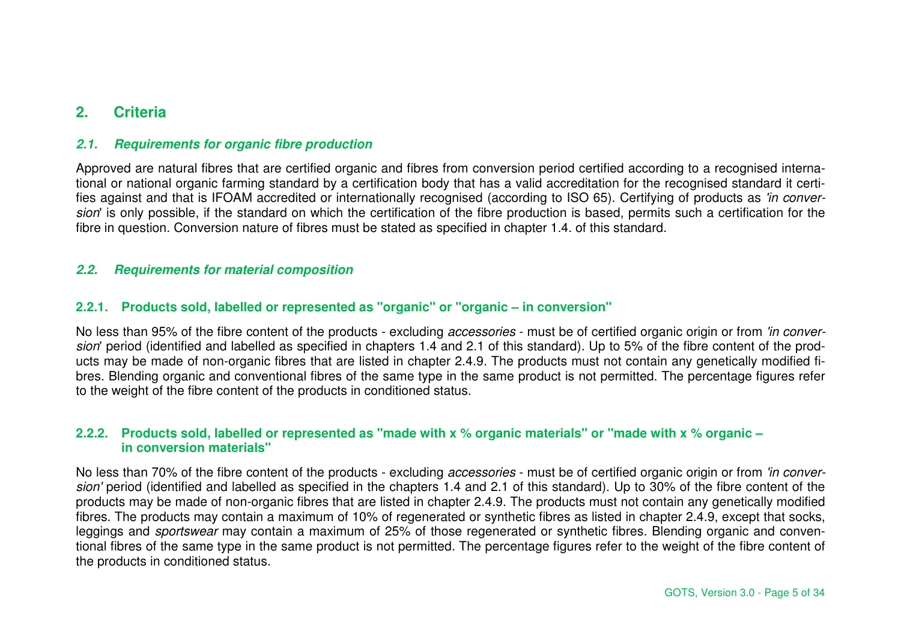## 2. Criteria

### *2.1. Requirements for organic fibre production*

Approved are natural fibres that are certified organic and fibres from conversion period certified according to a recognised international or national organic farming standard by a certification body that has a valid accreditation for the recognised standard it certifies against and that is IFOAM accredited or internationally recognised (according to ISO 65). Certifying of products as *'in conversion'* is only possible, if the standard on which the certification of the fibre production is based, permits such a certification for the fibre in question. Conversion nature of fibres must be stated as specified in chapter 1.4. of this standard.

### *2.2. Requirements for material composition*

#### 2.2.1. Products sold, labelled or represented as "organic" or "organic – in conversion"

No less than 95% of the fibre content of the products - excluding *accessories* - must be of certified organic origin or from *'in conversion'* period (identified and labelled as specified in chapters 1.4 and 2.1 of this standard). Up to 5% of the fibre content of the products may be made of non-organic fibres that are listed in chapter 2.4.9. The products must not contain any genetically modified fibres. Blending organic and conventional fibres of the same type in the same product is not permitted. The percentage figures refer to the weight of the fibre content of the products in conditioned status.

#### 2.2.2. Products sold, labelled or represented as "made with x % organic materials" or "made with x % organic – in conversion materials"

No less than 70% of the fibre content of the products - excluding *accessories* - must be of certified organic origin or from *'in conversion'* period (identified and labelled as specified in the chapters 1.4 and 2.1 of this standard). Up to 30% of the fibre content of the products may be made of non-organic fibres that are listed in chapter 2.4.9. The products must not contain any genetically modified fibres. The products may contain a maximum of 10% of regenerated or synthetic fibres as listed in chapter 2.4.9, except that socks, leggings and *sportswear* may contain a maximum of 25% of those regenerated or synthetic fibres. Blending organic and conventional fibres of the same type in the same product is not permitted. The percentage figures refer to the weight of the fibre content of the products in conditioned status.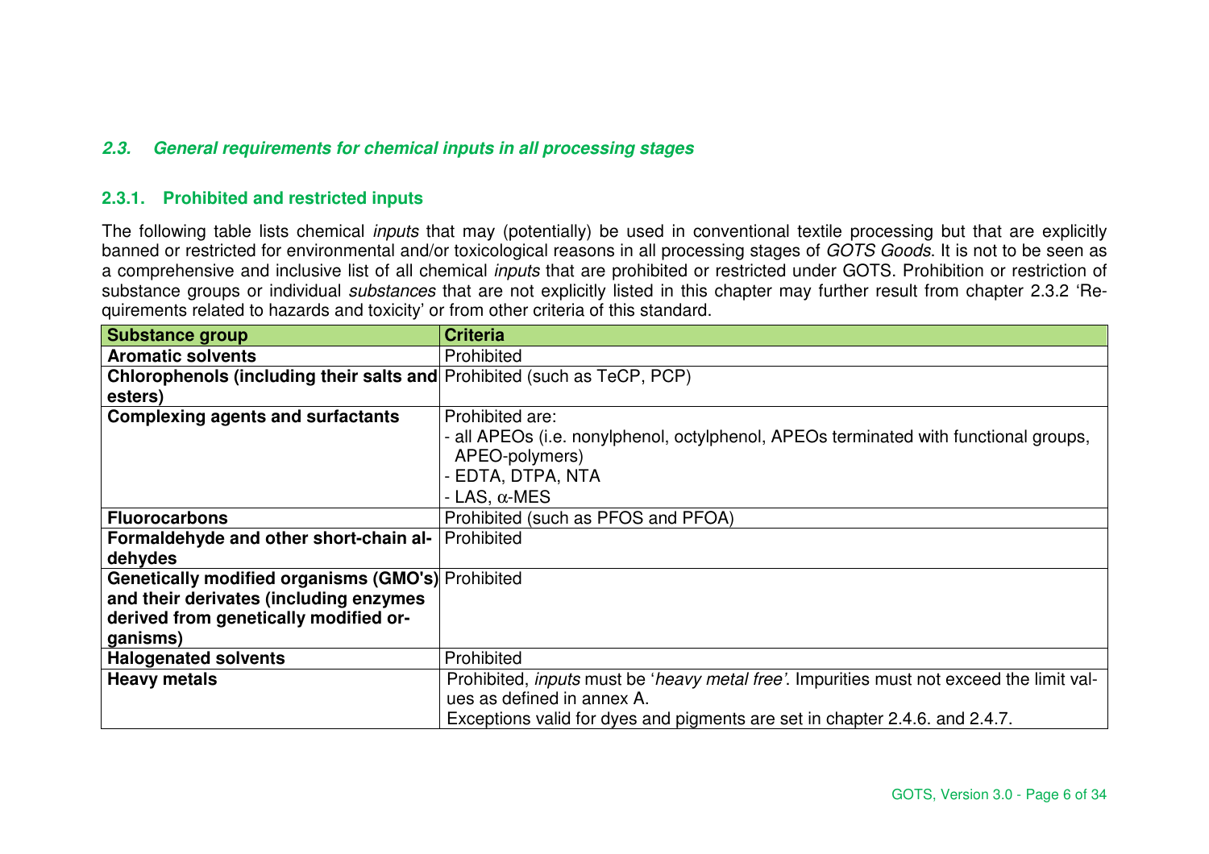### *2.3. General requirements for chemical inputs in all processing stages*

#### 2.3.1. Prohibited and restricted inputs

The following table lists chemical *inputs* that may (potentially) be used in conventional textile processing but that are explicitly banned or restricted for environmental and/or toxicological reasons in all processing stages of *GOTS Goods*. It is not to be seen as a comprehensive and inclusive list of all chemical *inputs* that are prohibited or restricted under GOTS. Prohibition or restriction of substance groups or individual *substances* that are not explicitly listed in this chapter may further result from chapter 2.3.2 'Requirements related to hazards and toxicity' or from other criteria of this standard.

| **Substance group** | **Criteria** |
|---|---|
| **Aromatic solvents** | Prohibited |
| **Chlorophenols (including their salts and esters)** | Prohibited (such as TeCP, PCP) |
| **Complexing agents and surfactants** | Prohibited are:<br>- all APEOs (i.e. nonylphenol, octylphenol, APEOs terminated with functional groups, APEO-polymers)<br>- EDTA, DTPA, NTA<br>- LAS, $\alpha$-MES |
| **Fluorocarbons** | Prohibited (such as PFOS and PFOA) |
| **Formaldehyde and other short-chain aldehydes** | Prohibited |
| **Genetically modified organisms (GMO's) and their derivates (including enzymes derived from genetically modified organisms)** | Prohibited |
| **Halogenated solvents** | Prohibited |
| **Heavy metals** | Prohibited, *inputs* must be '*heavy metal free'*. Impurities must not exceed the limit values as defined in annex A.<br>Exceptions valid for dyes and pigments are set in chapter 2.4.6. and 2.4.7. |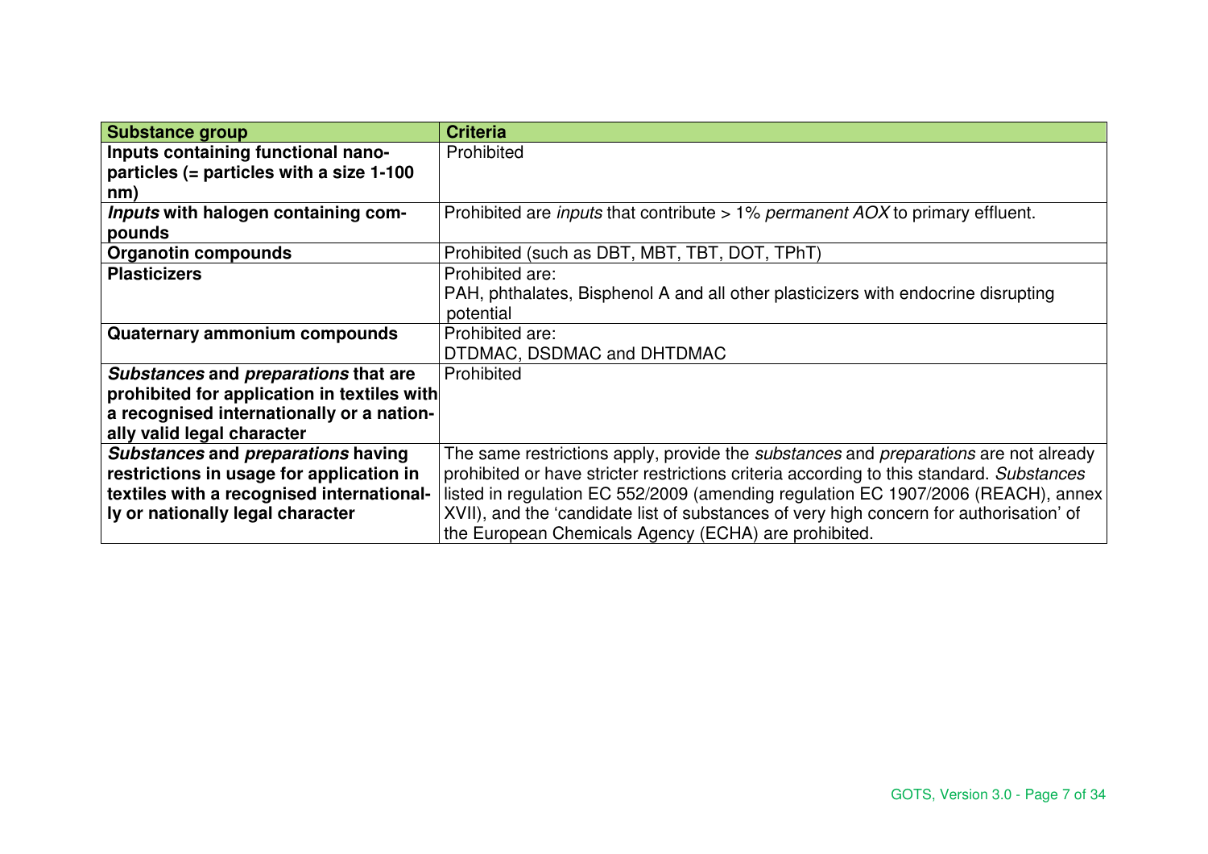| Substance group | Criteria |
|---|---|
| **Inputs containing functional nano-particles (= particles with a size 1-100 nm)** | Prohibited |
| ***Inputs* with halogen containing compounds** | Prohibited are *inputs* that contribute > 1% *permanent AOX* to primary effluent. |
| **Organotin compounds** | Prohibited (such as DBT, MBT, TBT, DOT, TPhT) |
| **Plasticizers** | Prohibited are:<br>PAH, phthalates, Bisphenol A and all other plasticizers with endocrine disrupting potential |
| **Quaternary ammonium compounds** | Prohibited are:<br>DTDMAC, DSDMAC and DHTDMAC |
| ***Substances* and *preparations* that are prohibited for application in textiles with a recognised internationally or a nationally valid legal character** | Prohibited |
| ***Substances* and *preparations* having restrictions in usage for application in textiles with a recognised internationally or nationally legal character** | The same restrictions apply, provide the *substances* and *preparations* are not already prohibited or have stricter restrictions criteria according to this standard. *Substances* listed in regulation EC 552/2009 (amending regulation EC 1907/2006 (REACH), annex XVII), and the 'candidate list of substances of very high concern for authorisation' of the European Chemicals Agency (ECHA) are prohibited. |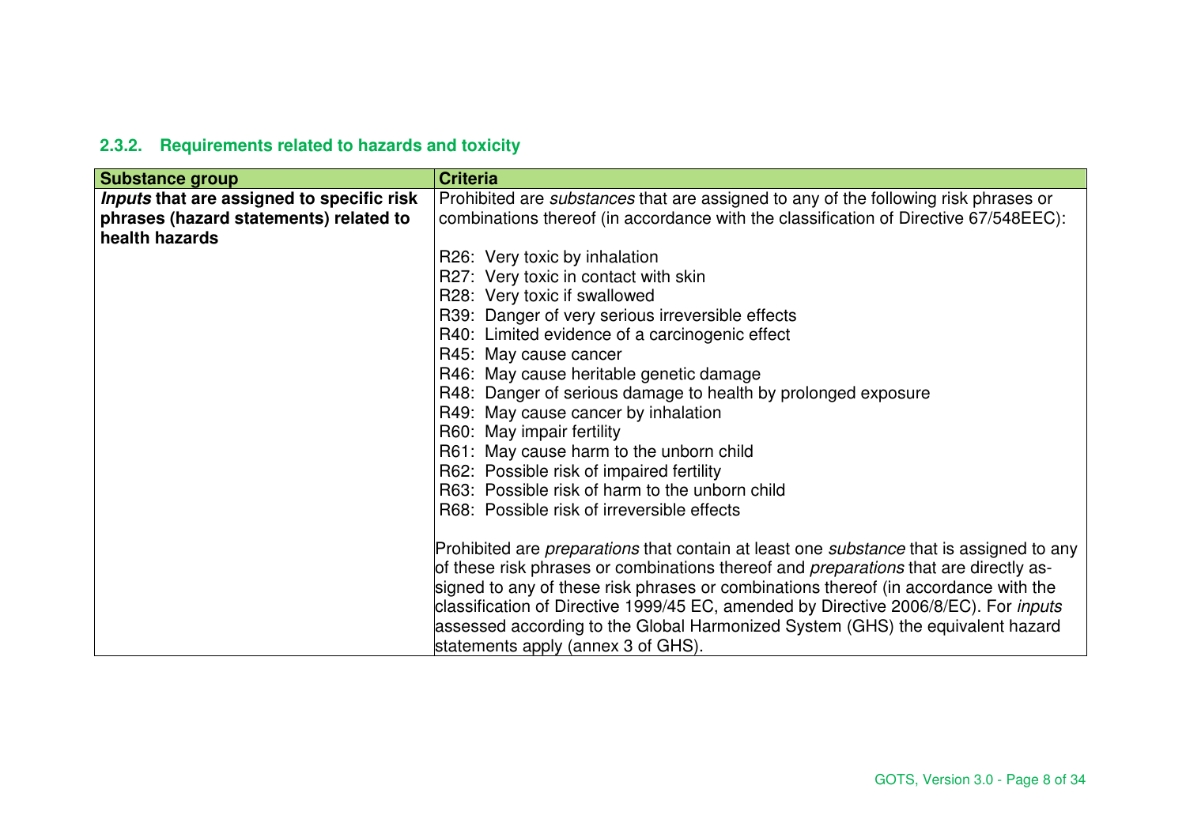### 2.3.2. Requirements related to hazards and toxicity

| Substance group | Criteria |
|---|---|
| ***Inputs* that are assigned to specific risk phrases (hazard statements) related to health hazards** | Prohibited are *substances* that are assigned to any of the following risk phrases or combinations thereof (in accordance with the classification of Directive 67/548EEC):<br><br>R26: Very toxic by inhalation<br>R27: Very toxic in contact with skin<br>R28: Very toxic if swallowed<br>R39: Danger of very serious irreversible effects<br>R40: Limited evidence of a carcinogenic effect<br>R45: May cause cancer<br>R46: May cause heritable genetic damage<br>R48: Danger of serious damage to health by prolonged exposure<br>R49: May cause cancer by inhalation<br>R60: May impair fertility<br>R61: May cause harm to the unborn child<br>R62: Possible risk of impaired fertility<br>R63: Possible risk of harm to the unborn child<br>R68: Possible risk of irreversible effects<br><br>Prohibited are *preparations* that contain at least one *substance* that is assigned to any of these risk phrases or combinations thereof and *preparations* that are directly assigned to any of these risk phrases or combinations thereof (in accordance with the classification of Directive 1999/45 EC, amended by Directive 2006/8/EC). For *inputs* assessed according to the Global Harmonized System (GHS) the equivalent hazard statements apply (annex 3 of GHS). |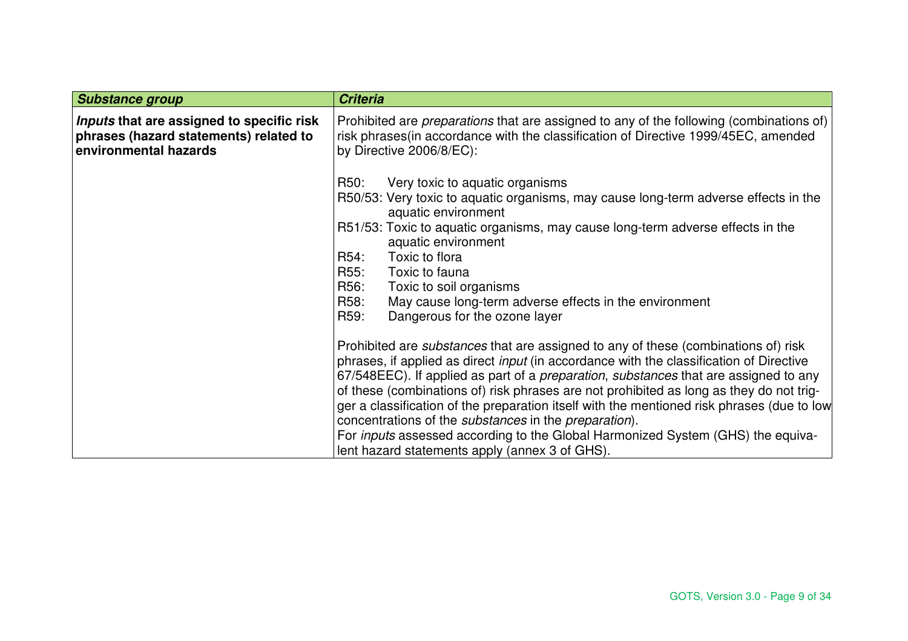| *Substance group* | *Criteria* |
|---|---|
| ***Inputs* that are assigned to specific risk phrases (hazard statements) related to environmental hazards** | Prohibited are *preparations* that are assigned to any of the following (combinations of) risk phrases(in accordance with the classification of Directive 1999/45EC, amended by Directive 2006/8/EC):<br><br>R50: Very toxic to aquatic organisms<br>R50/53: Very toxic to aquatic organisms, may cause long-term adverse effects in the aquatic environment<br>R51/53: Toxic to aquatic organisms, may cause long-term adverse effects in the aquatic environment<br>R54: Toxic to flora<br>R55: Toxic to fauna<br>R56: Toxic to soil organisms<br>R58: May cause long-term adverse effects in the environment<br>R59: Dangerous for the ozone layer<br><br>Prohibited are *substances* that are assigned to any of these (combinations of) risk phrases, if applied as direct *input* (in accordance with the classification of Directive 67/548EEC). If applied as part of a *preparation*, *substances* that are assigned to any of these (combinations of) risk phrases are not prohibited as long as they do not trigger a classification of the preparation itself with the mentioned risk phrases (due to low concentrations of the *substances* in the *preparation*).<br>For *inputs* assessed according to the Global Harmonized System (GHS) the equivalent hazard statements apply (annex 3 of GHS). |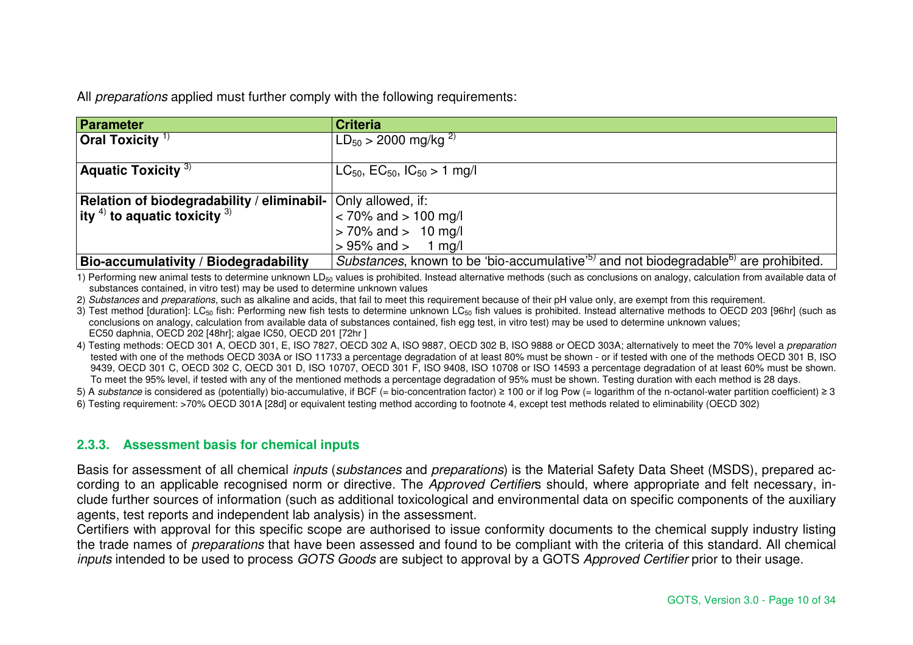All *preparations* applied must further comply with the following requirements:

| Parameter | Criteria |
|---|---|
| **Oral Toxicity** [1] | $LD_{50}$ > 2000 mg/kg [2] |
| **Aquatic Toxicity** [3] | $LC_{50}$, $EC_{50}$, $IC_{50}$ > 1 mg/l |
| **Relation of biodegradability / eliminability** [4] **to aquatic toxicity** [3] | Only allowed, if:<br>< 70% and > 100 mg/l<br>> 70% and > 10 mg/l<br>> 95% and > 1 mg/l |
| **Bio-accumulativity / Biodegradability** | *Substances*, known to be 'bio-accumulative'[5] and not biodegradable[6] are prohibited. |

1) Performing new animal tests to determine unknown $LD_{50}$ values is prohibited. Instead alternative methods (such as conclusions on analogy, calculation from available data of substances contained, in vitro test) may be used to determine unknown values

2) *Substances* and *preparations*, such as alkaline and acids, that fail to meet this requirement because of their pH value only, are exempt from this requirement.

3) Test method [duration]: $LC_{50}$ fish: Performing new fish tests to determine unknown $LC_{50}$ fish values is prohibited. Instead alternative methods to OECD 203 [96hr] (such as conclusions on analogy, calculation from available data of substances contained, fish egg test, in vitro test) may be used to determine unknown values; EC50 daphnia, OECD 202 [48hr]; algae IC50, OECD 201 [72hr ]

4) Testing methods: OECD 301 A, OECD 301, E, ISO 7827, OECD 302 A, ISO 9887, OECD 302 B, ISO 9888 or OECD 303A; alternatively to meet the 70% level a *preparation* tested with one of the methods OECD 303A or ISO 11733 a percentage degradation of at least 80% must be shown - or if tested with one of the methods OECD 301 B, ISO 9439, OECD 301 C, OECD 302 C, OECD 301 D, ISO 10707, OECD 301 F, ISO 9408, ISO 10708 or ISO 14593 a percentage degradation of at least 60% must be shown. To meet the 95% level, if tested with any of the mentioned methods a percentage degradation of 95% must be shown. Testing duration with each method is 28 days.

5) A *substance* is considered as (potentially) bio-accumulative, if BCF (= bio-concentration factor) ≥ 100 or if log Pow (= logarithm of the n-octanol-water partition coefficient) ≥ 3

6) Testing requirement: >70% OECD 301A [28d] or equivalent testing method according to footnote 4, except test methods related to eliminability (OECD 302)

### 2.3.3. Assessment basis for chemical inputs

Basis for assessment of all chemical *inputs* (*substances* and *preparations*) is the Material Safety Data Sheet (MSDS), prepared according to an applicable recognised norm or directive. The *Approved Certifier*s should, where appropriate and felt necessary, include further sources of information (such as additional toxicological and environmental data on specific components of the auxiliary agents, test reports and independent lab analysis) in the assessment.

Certifiers with approval for this specific scope are authorised to issue conformity documents to the chemical supply industry listing the trade names of *preparations* that have been assessed and found to be compliant with the criteria of this standard. All chemical *inputs* intended to be used to process *GOTS Goods* are subject to approval by a GOTS *Approved Certifier* prior to their usage.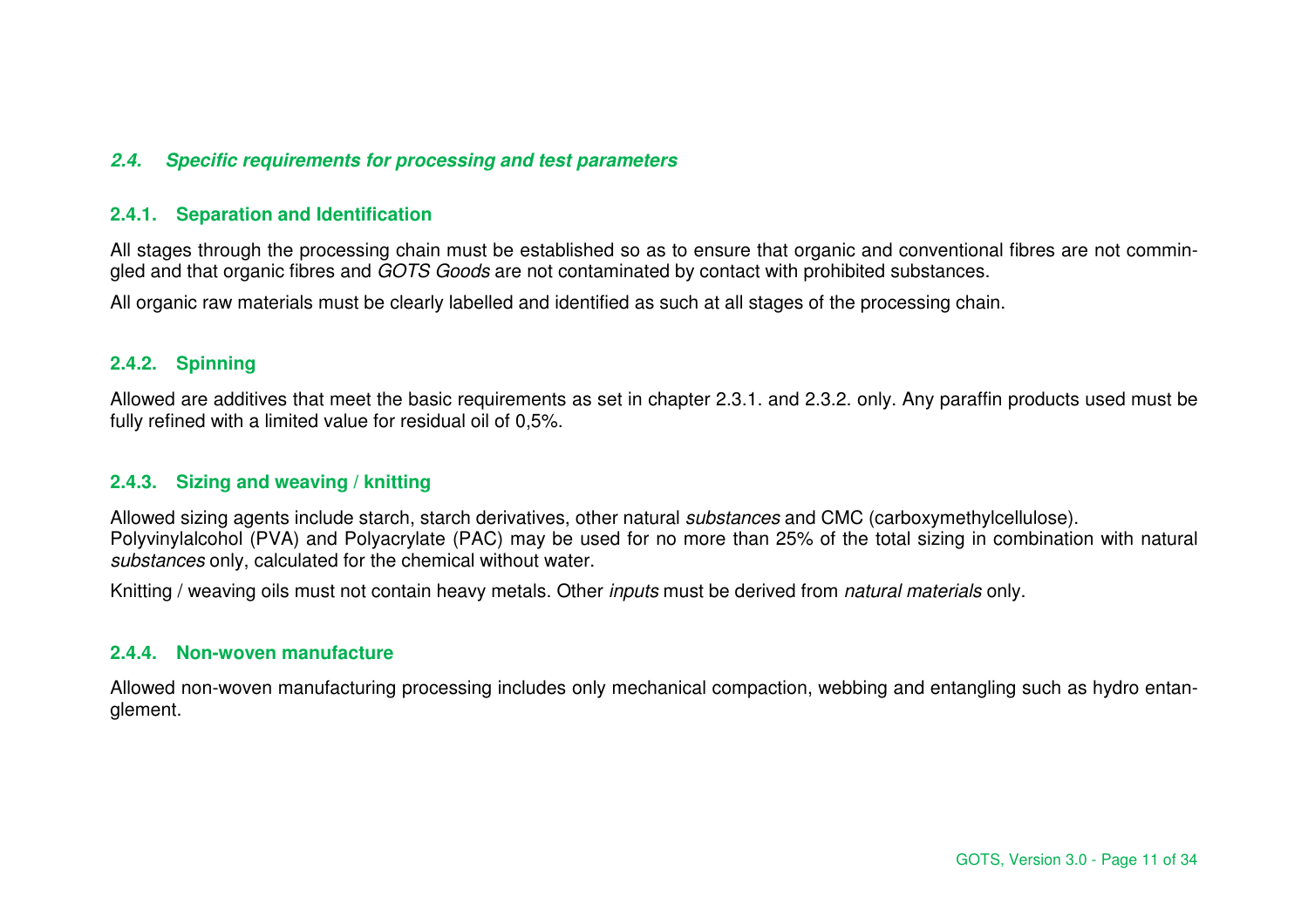### *2.4. Specific requirements for processing and test parameters*

#### 2.4.1. Separation and Identification

All stages through the processing chain must be established so as to ensure that organic and conventional fibres are not commingled and that organic fibres and *GOTS Goods* are not contaminated by contact with prohibited substances.

All organic raw materials must be clearly labelled and identified as such at all stages of the processing chain.

#### 2.4.2. Spinning

Allowed are additives that meet the basic requirements as set in chapter 2.3.1. and 2.3.2. only. Any paraffin products used must be fully refined with a limited value for residual oil of 0,5%.

#### 2.4.3. Sizing and weaving / knitting

Allowed sizing agents include starch, starch derivatives, other natural *substances* and CMC (carboxymethylcellulose).
Polyvinylalcohol (PVA) and Polyacrylate (PAC) may be used for no more than 25% of the total sizing in combination with natural *substances* only, calculated for the chemical without water.

Knitting / weaving oils must not contain heavy metals. Other *inputs* must be derived from *natural materials* only.

#### 2.4.4. Non-woven manufacture

Allowed non-woven manufacturing processing includes only mechanical compaction, webbing and entangling such as hydro entanglement.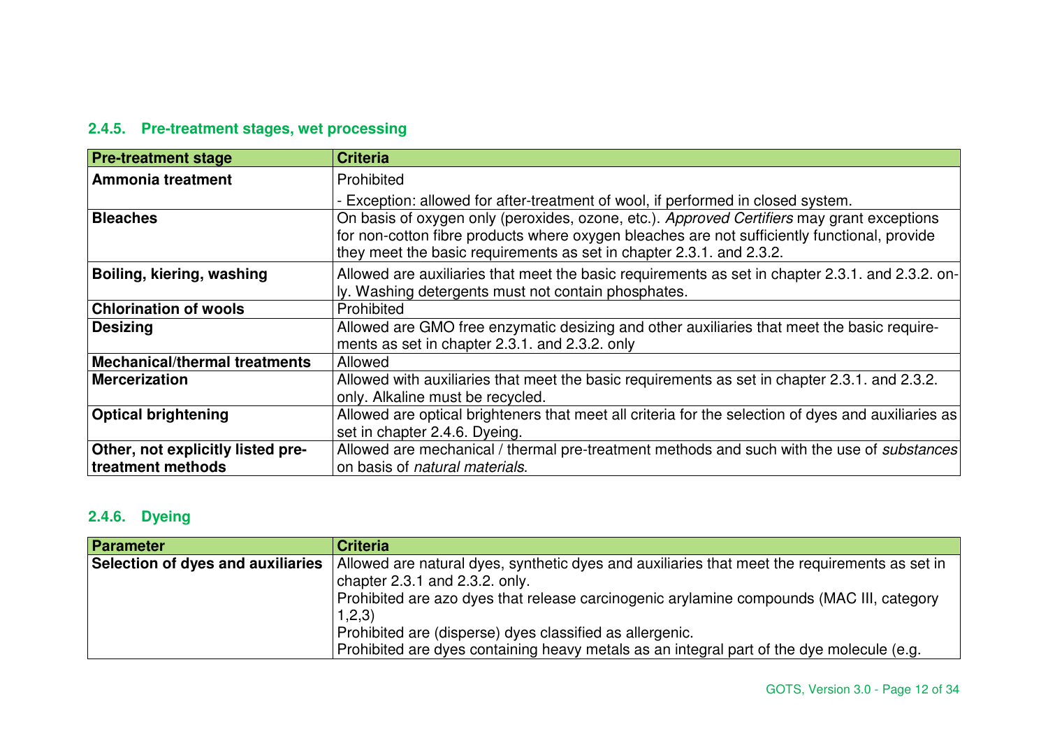### 2.4.5. Pre-treatment stages, wet processing

| Pre-treatment stage | Criteria |
|---|---|
| **Ammonia treatment** | Prohibited<br>- Exception: allowed for after-treatment of wool, if performed in closed system. |
| **Bleaches** | On basis of oxygen only (peroxides, ozone, etc.). *Approved Certifiers* may grant exceptions for non-cotton fibre products where oxygen bleaches are not sufficiently functional, provide they meet the basic requirements as set in chapter 2.3.1. and 2.3.2. |
| **Boiling, kiering, washing** | Allowed are auxiliaries that meet the basic requirements as set in chapter 2.3.1. and 2.3.2. only. Washing detergents must not contain phosphates. |
| **Chlorination of wools** | Prohibited |
| **Desizing** | Allowed are GMO free enzymatic desizing and other auxiliaries that meet the basic requirements as set in chapter 2.3.1. and 2.3.2. only |
| **Mechanical/thermal treatments** | Allowed |
| **Mercerization** | Allowed with auxiliaries that meet the basic requirements as set in chapter 2.3.1. and 2.3.2. only. Alkaline must be recycled. |
| **Optical brightening** | Allowed are optical brighteners that meet all criteria for the selection of dyes and auxiliaries as set in chapter 2.4.6. Dyeing. |
| **Other, not explicitly listed pre-treatment methods** | Allowed are mechanical / thermal pre-treatment methods and such with the use of *substances* on basis of *natural materials*. |

### 2.4.6. Dyeing

| Parameter | Criteria |
|---|---|
| **Selection of dyes and auxiliaries** | Allowed are natural dyes, synthetic dyes and auxiliaries that meet the requirements as set in chapter 2.3.1 and 2.3.2. only.<br>Prohibited are azo dyes that release carcinogenic arylamine compounds (MAC III, category 1,2,3)<br>Prohibited are (disperse) dyes classified as allergenic.<br>Prohibited are dyes containing heavy metals as an integral part of the dye molecule (e.g. |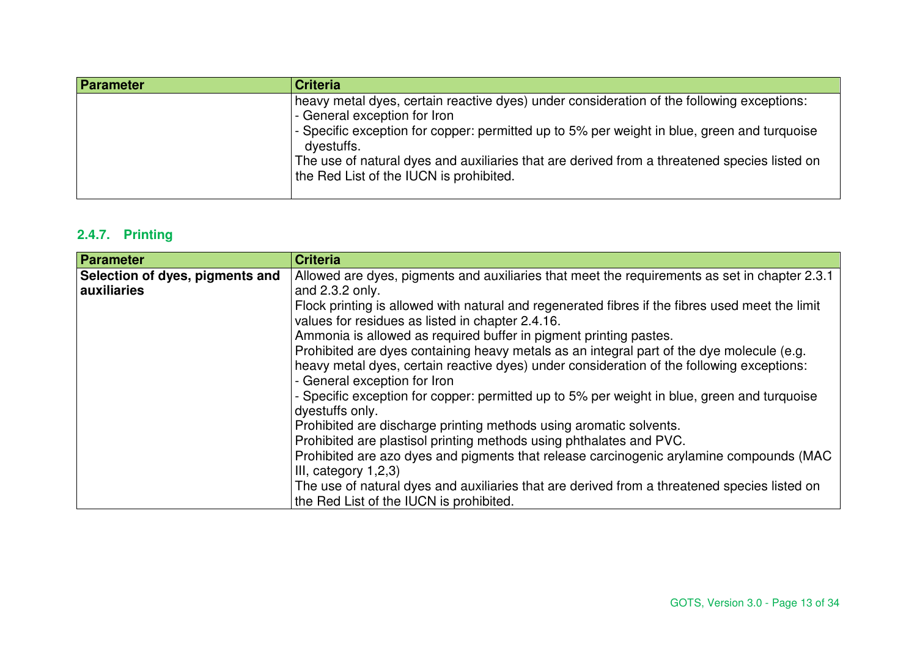| Parameter | Criteria |
| --- | --- |
| | heavy metal dyes, certain reactive dyes) under consideration of the following exceptions:<br>- General exception for Iron<br>- Specific exception for copper: permitted up to 5% per weight in blue, green and turquoise dyestuffs.<br>The use of natural dyes and auxiliaries that are derived from a threatened species listed on the Red List of the IUCN is prohibited. |

### 2.4.7. Printing

| Parameter | Criteria |
| --- | --- |
| **Selection of dyes, pigments and auxiliaries** | Allowed are dyes, pigments and auxiliaries that meet the requirements as set in chapter 2.3.1 and 2.3.2 only.<br>Flock printing is allowed with natural and regenerated fibres if the fibres used meet the limit values for residues as listed in chapter 2.4.16.<br>Ammonia is allowed as required buffer in pigment printing pastes.<br>Prohibited are dyes containing heavy metals as an integral part of the dye molecule (e.g. heavy metal dyes, certain reactive dyes) under consideration of the following exceptions:<br>- General exception for Iron<br>- Specific exception for copper: permitted up to 5% per weight in blue, green and turquoise dyestuffs only.<br>Prohibited are discharge printing methods using aromatic solvents.<br>Prohibited are plastisol printing methods using phthalates and PVC.<br>Prohibited are azo dyes and pigments that release carcinogenic arylamine compounds (MAC III, category 1,2,3)<br>The use of natural dyes and auxiliaries that are derived from a threatened species listed on the Red List of the IUCN is prohibited. |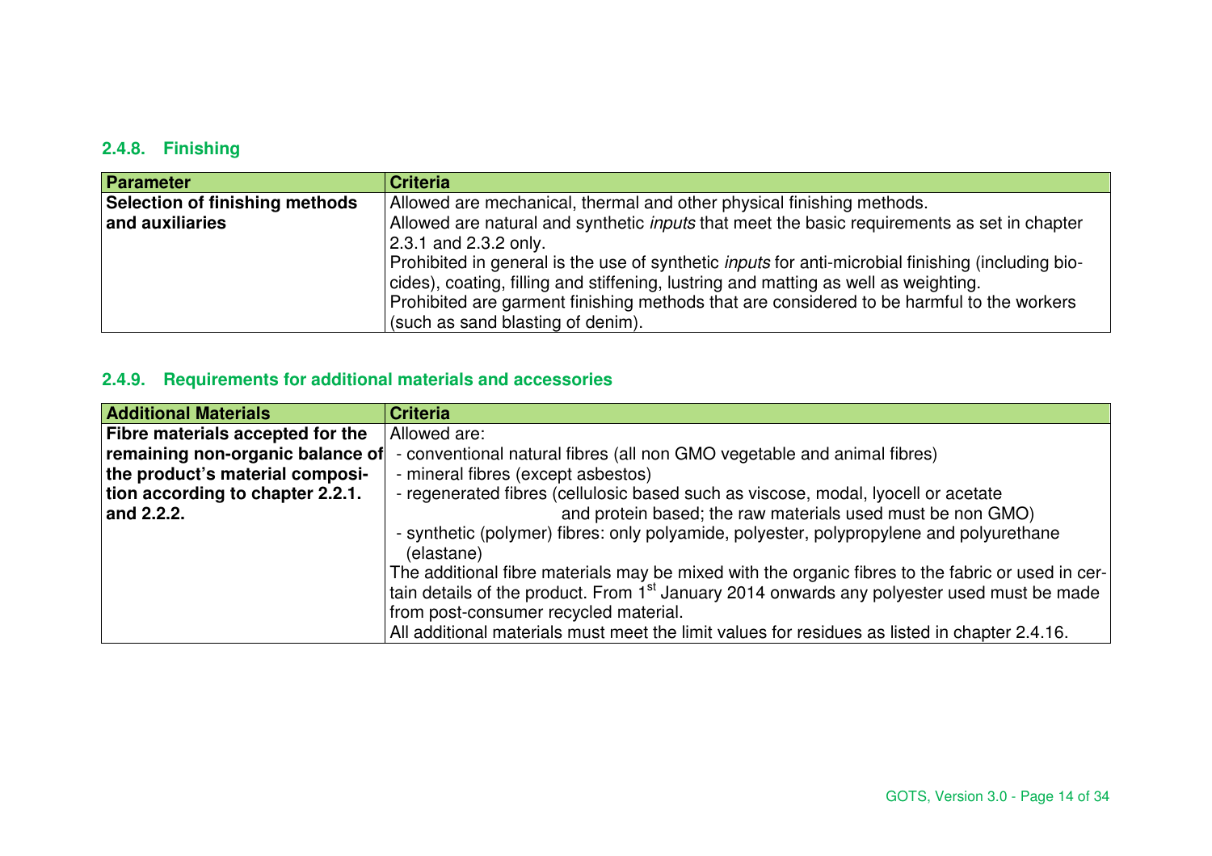### 2.4.8. Finishing

| Parameter | Criteria |
|---|---|
| **Selection of finishing methods and auxiliaries** | Allowed are mechanical, thermal and other physical finishing methods.<br>Allowed are natural and synthetic *inputs* that meet the basic requirements as set in chapter 2.3.1 and 2.3.2 only.<br>Prohibited in general is the use of synthetic *inputs* for anti-microbial finishing (including biocides), coating, filling and stiffening, lustring and matting as well as weighting.<br>Prohibited are garment finishing methods that are considered to be harmful to the workers (such as sand blasting of denim). |

### 2.4.9. Requirements for additional materials and accessories

| Additional Materials | Criteria |
|---|---|
| **Fibre materials accepted for the remaining non-organic balance of the product's material composition according to chapter 2.2.1. and 2.2.2.** | Allowed are:<br>- conventional natural fibres (all non GMO vegetable and animal fibres)<br>- mineral fibres (except asbestos)<br>- regenerated fibres (cellulosic based such as viscose, modal, lyocell or acetate and protein based; the raw materials used must be non GMO)<br>- synthetic (polymer) fibres: only polyamide, polyester, polypropylene and polyurethane (elastane)<br>The additional fibre materials may be mixed with the organic fibres to the fabric or used in certain details of the product. From 1st January 2014 onwards any polyester used must be made from post-consumer recycled material.<br>All additional materials must meet the limit values for residues as listed in chapter 2.4.16. |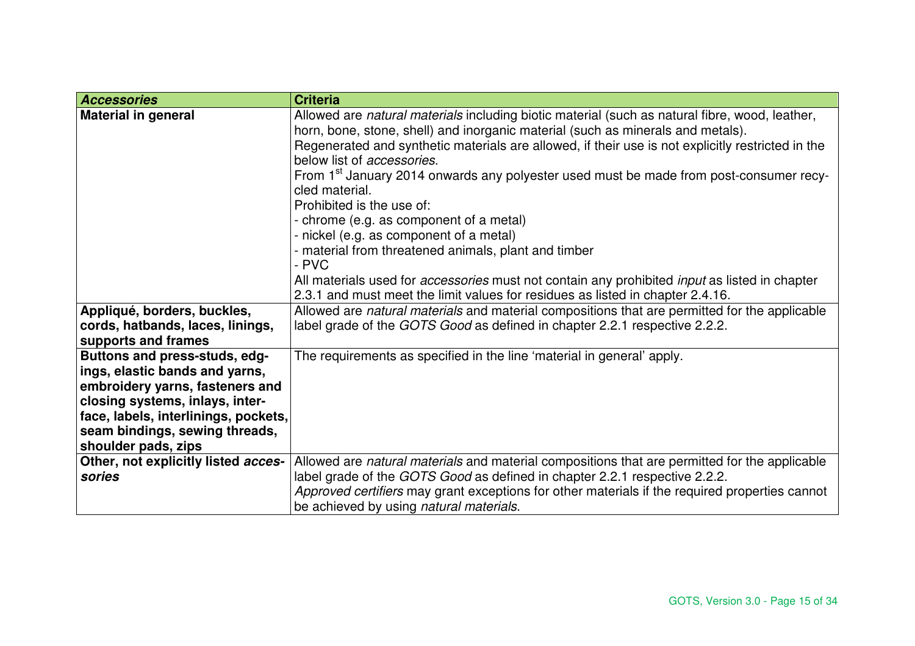| ***Accessories*** | **Criteria** |
|---|---|
| **Material in general** | Allowed are *natural materials* including biotic material (such as natural fibre, wood, leather, horn, bone, stone, shell) and inorganic material (such as minerals and metals).<br>Regenerated and synthetic materials are allowed, if their use is not explicitly restricted in the below list of *accessories*.<br>From 1st January 2014 onwards any polyester used must be made from post-consumer recycled material.<br>Prohibited is the use of:<br>- chrome (e.g. as component of a metal)<br>- nickel (e.g. as component of a metal)<br>- material from threatened animals, plant and timber<br>- PVC<br>All materials used for *accessories* must not contain any prohibited *input* as listed in chapter 2.3.1 and must meet the limit values for residues as listed in chapter 2.4.16. |
| **Appliqué, borders, buckles, cords, hatbands, laces, linings, supports and frames** | Allowed are *natural materials* and material compositions that are permitted for the applicable label grade of the *GOTS Good* as defined in chapter 2.2.1 respective 2.2.2. |
| **Buttons and press-studs, edgings, elastic bands and yarns, embroidery yarns, fasteners and closing systems, inlays, interface, labels, interlinings, pockets, seam bindings, sewing threads, shoulder pads, zips** | The requirements as specified in the line 'material in general' apply. |
| **Other, not explicitly listed *accessories*** | Allowed are *natural materials* and material compositions that are permitted for the applicable label grade of the *GOTS Good* as defined in chapter 2.2.1 respective 2.2.2.<br>*Approved certifiers* may grant exceptions for other materials if the required properties cannot be achieved by using *natural materials*. |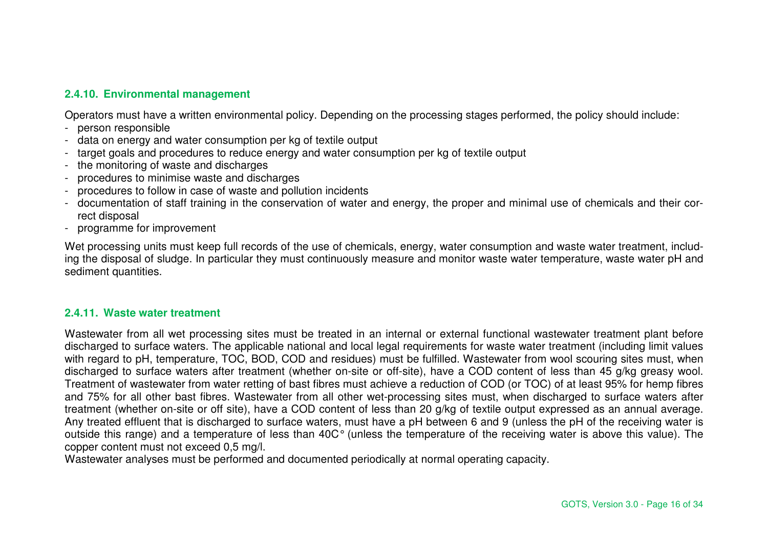### 2.4.10. Environmental management

Operators must have a written environmental policy. Depending on the processing stages performed, the policy should include:

- person responsible
- data on energy and water consumption per kg of textile output
- target goals and procedures to reduce energy and water consumption per kg of textile output
- the monitoring of waste and discharges
- procedures to minimise waste and discharges
- procedures to follow in case of waste and pollution incidents
- documentation of staff training in the conservation of water and energy, the proper and minimal use of chemicals and their correct disposal
- programme for improvement

Wet processing units must keep full records of the use of chemicals, energy, water consumption and waste water treatment, including the disposal of sludge. In particular they must continuously measure and monitor waste water temperature, waste water pH and sediment quantities.

### 2.4.11. Waste water treatment

Wastewater from all wet processing sites must be treated in an internal or external functional wastewater treatment plant before discharged to surface waters. The applicable national and local legal requirements for waste water treatment (including limit values with regard to pH, temperature, TOC, BOD, COD and residues) must be fulfilled. Wastewater from wool scouring sites must, when discharged to surface waters after treatment (whether on-site or off-site), have a COD content of less than 45 g/kg greasy wool. Treatment of wastewater from water retting of bast fibres must achieve a reduction of COD (or TOC) of at least 95% for hemp fibres and 75% for all other bast fibres. Wastewater from all other wet-processing sites must, when discharged to surface waters after treatment (whether on-site or off site), have a COD content of less than 20 g/kg of textile output expressed as an annual average. Any treated effluent that is discharged to surface waters, must have a pH between 6 and 9 (unless the pH of the receiving water is outside this range) and a temperature of less than 40C° (unless the temperature of the receiving water is above this value). The copper content must not exceed 0,5 mg/l.

Wastewater analyses must be performed and documented periodically at normal operating capacity.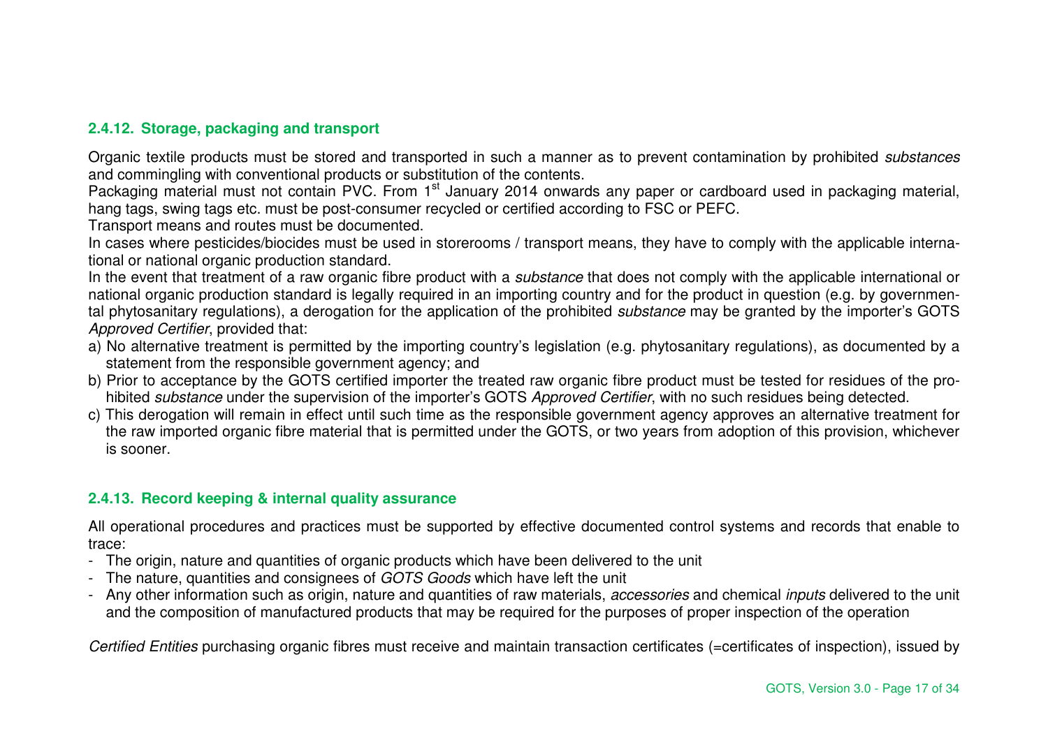#### 2.4.12. Storage, packaging and transport

Organic textile products must be stored and transported in such a manner as to prevent contamination by prohibited *substances* and commingling with conventional products or substitution of the contents.

Packaging material must not contain PVC. From 1st January 2014 onwards any paper or cardboard used in packaging material, hang tags, swing tags etc. must be post-consumer recycled or certified according to FSC or PEFC.

Transport means and routes must be documented.

In cases where pesticides/biocides must be used in storerooms / transport means, they have to comply with the applicable international or national organic production standard.

In the event that treatment of a raw organic fibre product with a *substance* that does not comply with the applicable international or national organic production standard is legally required in an importing country and for the product in question (e.g. by governmental phytosanitary regulations), a derogation for the application of the prohibited *substance* may be granted by the importer's GOTS *Approved Certifier*, provided that:

a) No alternative treatment is permitted by the importing country's legislation (e.g. phytosanitary regulations), as documented by a statement from the responsible government agency; and
b) Prior to acceptance by the GOTS certified importer the treated raw organic fibre product must be tested for residues of the prohibited *substance* under the supervision of the importer's GOTS *Approved Certifier*, with no such residues being detected.
c) This derogation will remain in effect until such time as the responsible government agency approves an alternative treatment for the raw imported organic fibre material that is permitted under the GOTS, or two years from adoption of this provision, whichever is sooner.

#### 2.4.13. Record keeping & internal quality assurance

All operational procedures and practices must be supported by effective documented control systems and records that enable to trace:

- The origin, nature and quantities of organic products which have been delivered to the unit
- The nature, quantities and consignees of *GOTS Goods* which have left the unit
- Any other information such as origin, nature and quantities of raw materials, *accessories* and chemical *inputs* delivered to the unit and the composition of manufactured products that may be required for the purposes of proper inspection of the operation

*Certified Entities* purchasing organic fibres must receive and maintain transaction certificates (=certificates of inspection), issued by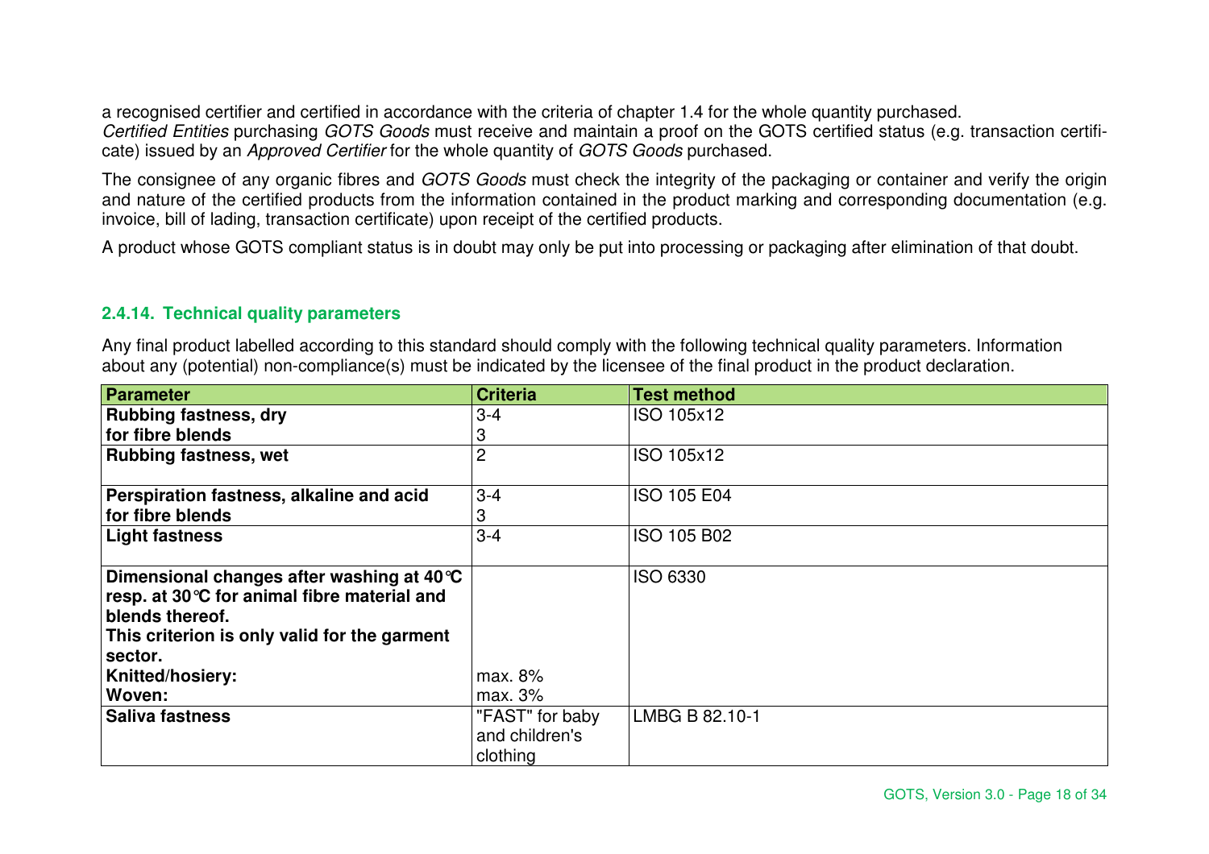a recognised certifier and certified in accordance with the criteria of chapter 1.4 for the whole quantity purchased.
*Certified Entities* purchasing *GOTS Goods* must receive and maintain a proof on the GOTS certified status (e.g. transaction certificate) issued by an *Approved Certifier* for the whole quantity of *GOTS Goods* purchased.

The consignee of any organic fibres and *GOTS Goods* must check the integrity of the packaging or container and verify the origin and nature of the certified products from the information contained in the product marking and corresponding documentation (e.g. invoice, bill of lading, transaction certificate) upon receipt of the certified products.

A product whose GOTS compliant status is in doubt may only be put into processing or packaging after elimination of that doubt.

### 2.4.14. Technical quality parameters

Any final product labelled according to this standard should comply with the following technical quality parameters. Information about any (potential) non-compliance(s) must be indicated by the licensee of the final product in the product declaration.

| Parameter | Criteria | Test method |
|---|---|---|
| **Rubbing fastness, dry**<br>**for fibre blends** | 3-4<br>3 | ISO 105x12 |
| **Rubbing fastness, wet** | 2 | ISO 105x12 |
| **Perspiration fastness, alkaline and acid**<br>**for fibre blends** | 3-4<br>3 | ISO 105 E04 |
| **Light fastness** | 3-4 | ISO 105 B02 |
| **Dimensional changes after washing at 40°C resp. at 30°C for animal fibre material and blends thereof.**<br>**This criterion is only valid for the garment sector.**<br>**Knitted/hosiery:**<br>**Woven:** | <br><br><br>max. 8%<br>max. 3% | ISO 6330 |
| **Saliva fastness** | "FAST" for baby and children's clothing | LMBG B 82.10-1 |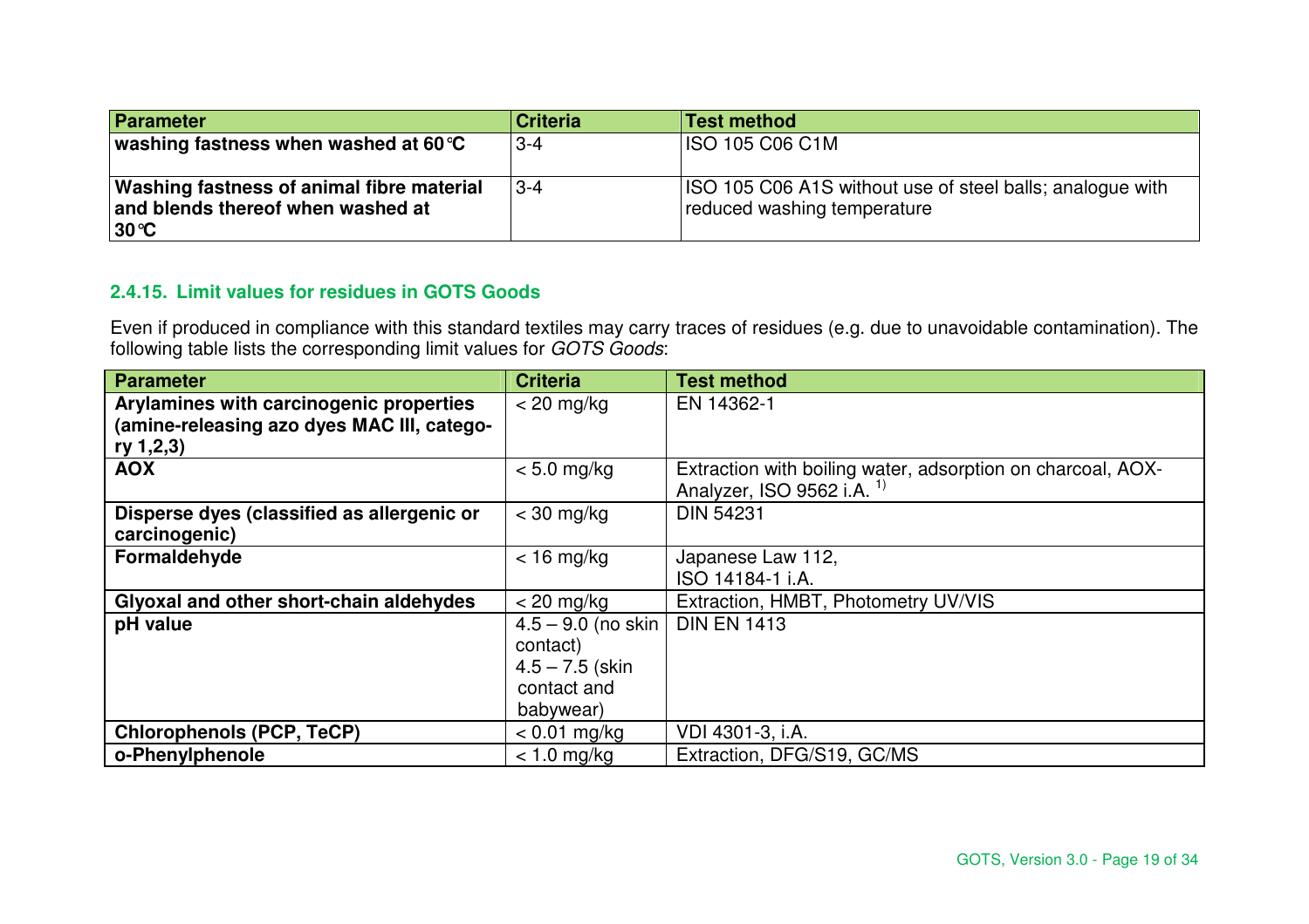| Parameter | Criteria | Test method |
|---|---|---|
| **washing fastness when washed at 60°C** | 3-4 | ISO 105 C06 C1M |
| **Washing fastness of animal fibre material and blends thereof when washed at 30°C** | 3-4 | ISO 105 C06 A1S without use of steel balls; analogue with reduced washing temperature |

### 2.4.15. Limit values for residues in GOTS Goods

Even if produced in compliance with this standard textiles may carry traces of residues (e.g. due to unavoidable contamination). The following table lists the corresponding limit values for *GOTS Goods*:

| Parameter | Criteria | Test method |
|---|---|---|
| **Arylamines with carcinogenic properties (amine-releasing azo dyes MAC III, category 1,2,3)** | < 20 mg/kg | EN 14362-1 |
| **AOX** | < 5.0 mg/kg | Extraction with boiling water, adsorption on charcoal, AOX-Analyzer, ISO 9562 i.A. [1)] |
| **Disperse dyes (classified as allergenic or carcinogenic)** | < 30 mg/kg | DIN 54231 |
| **Formaldehyde** | < 16 mg/kg | Japanese Law 112, ISO 14184-1 i.A. |
| **Glyoxal and other short-chain aldehydes** | < 20 mg/kg | Extraction, HMBT, Photometry UV/VIS |
| **pH value** | 4.5 – 9.0 (no skin contact) 4.5 – 7.5 (skin contact and babywear) | DIN EN 1413 |
| **Chlorophenols (PCP, TeCP)** | < 0.01 mg/kg | VDI 4301-3, i.A. |
| **o-Phenylphenole** | < 1.0 mg/kg | Extraction, DFG/S19, GC/MS |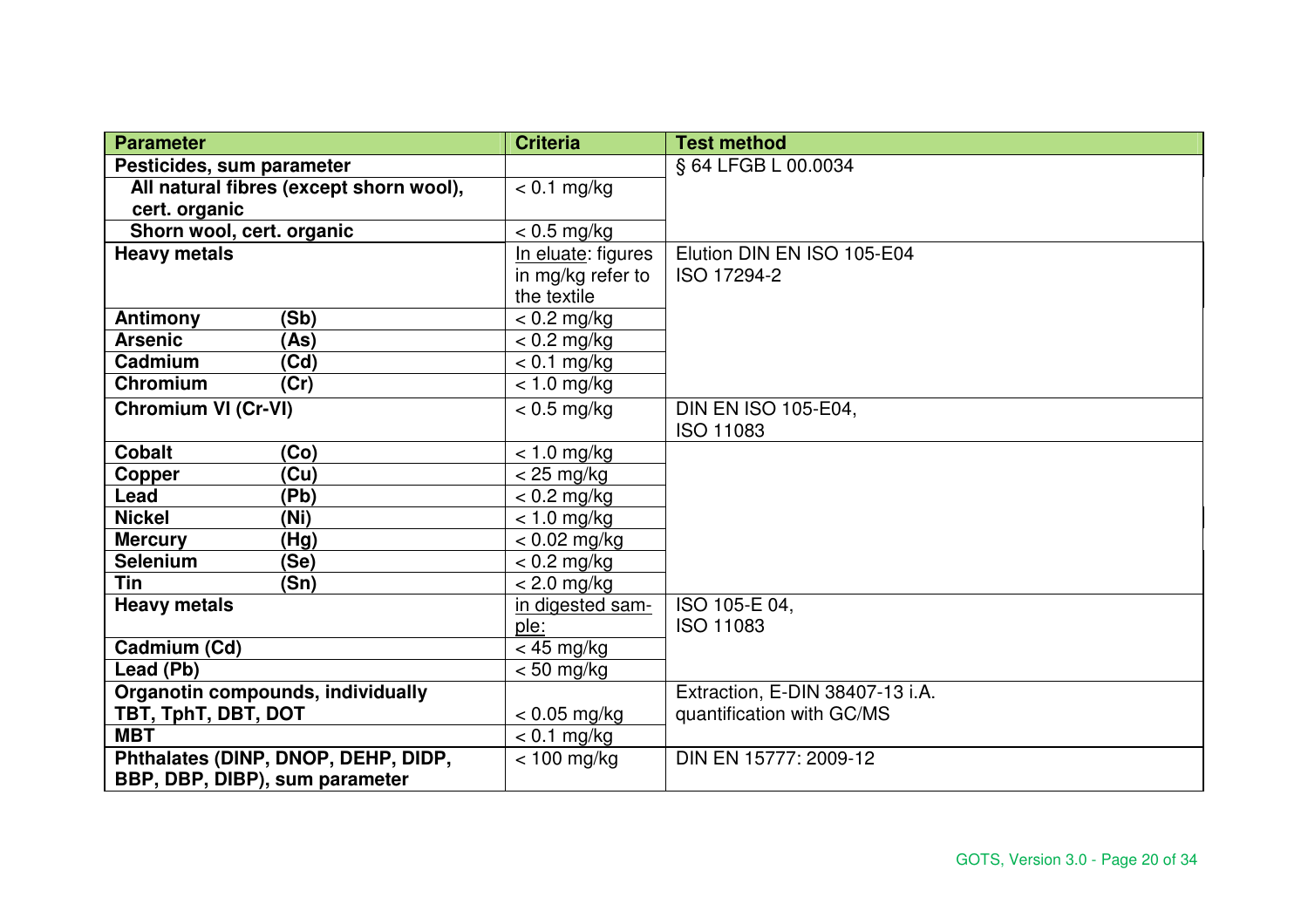| Parameter | Criteria | Test method |
|---|---|---|
| **Pesticides, sum parameter** | | § 64 LFGB L 00.0034 |
| **All natural fibres (except shorn wool), cert. organic** | < 0.1 mg/kg | |
| **Shorn wool, cert. organic** | < 0.5 mg/kg | |
| **Heavy metals** | In eluate: figures in mg/kg refer to the textile | Elution DIN EN ISO 105-E04 ISO 17294-2 |
| **Antimony (Sb)** | < 0.2 mg/kg | |
| **Arsenic (As)** | < 0.2 mg/kg | |
| **Cadmium (Cd)** | < 0.1 mg/kg | |
| **Chromium (Cr)** | < 1.0 mg/kg | |
| **Chromium VI (Cr-VI)** | < 0.5 mg/kg | DIN EN ISO 105-E04, ISO 11083 |
| **Cobalt (Co)** | < 1.0 mg/kg | |
| **Copper (Cu)** | < 25 mg/kg | |
| **Lead (Pb)** | < 0.2 mg/kg | |
| **Nickel (Ni)** | < 1.0 mg/kg | |
| **Mercury (Hg)** | < 0.02 mg/kg | |
| **Selenium (Se)** | < 0.2 mg/kg | |
| **Tin (Sn)** | < 2.0 mg/kg | |
| **Heavy metals** | in digested sample: | ISO 105-E 04, ISO 11083 |
| **Cadmium (Cd)** | < 45 mg/kg | |
| **Lead (Pb)** | < 50 mg/kg | |
| **Organotin compounds, individually TBT, TphT, DBT, DOT** | < 0.05 mg/kg | Extraction, E-DIN 38407-13 i.A. quantification with GC/MS |
| **MBT** | < 0.1 mg/kg | |
| **Phthalates (DINP, DNOP, DEHP, DIDP, BBP, DBP, DIBP), sum parameter** | < 100 mg/kg | DIN EN 15777: 2009-12 |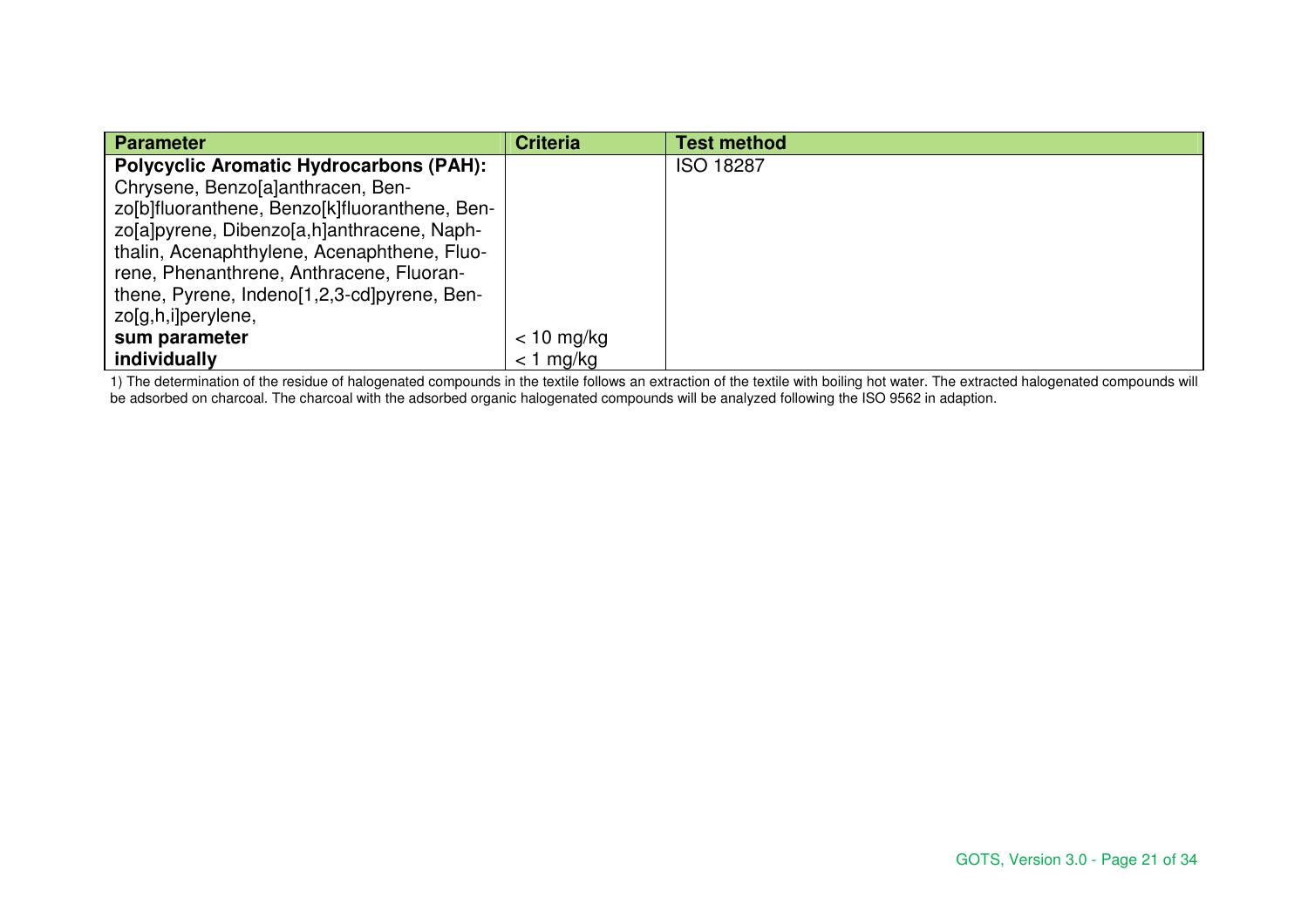| Parameter | Criteria | Test method |
|---|---|---|
| **Polycyclic Aromatic Hydrocarbons (PAH):** Chrysene, Benzo[a]anthracen, Benzo[b]fluoranthene, Benzo[k]fluoranthene, Benzo[a]pyrene, Dibenzo[a,h]anthracene, Naphthalin, Acenaphthylene, Acenaphthene, Fluorene, Phenanthrene, Anthracene, Fluoranthene, Pyrene, Indeno[1,2,3-cd]pyrene, Benzo[g,h,i]perylene, | | ISO 18287 |
| **sum parameter** | < 10 mg/kg | |
| **individually** | < 1 mg/kg | |

1) The determination of the residue of halogenated compounds in the textile follows an extraction of the textile with boiling hot water. The extracted halogenated compounds will be adsorbed on charcoal. The charcoal with the adsorbed organic halogenated compounds will be analyzed following the ISO 9562 in adaption.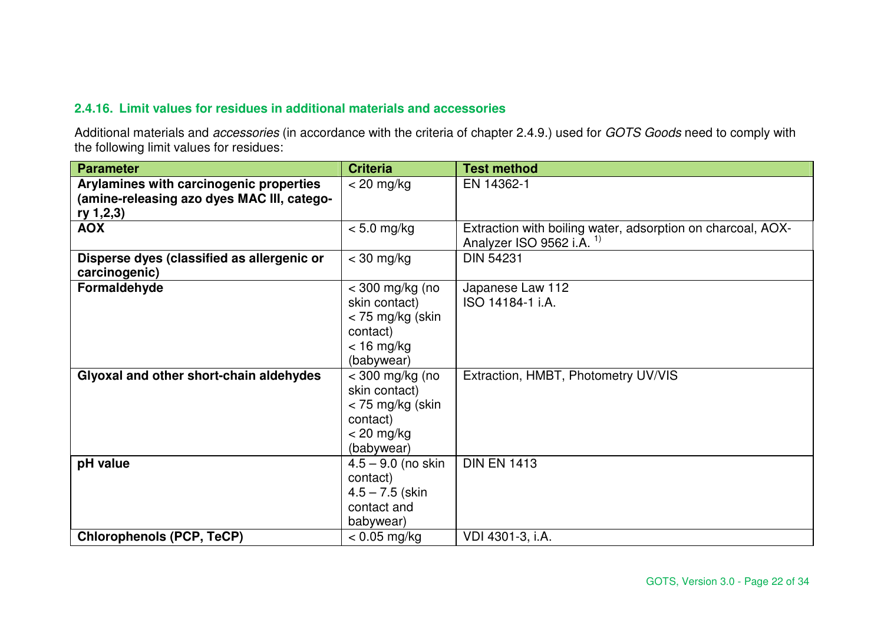### 2.4.16. Limit values for residues in additional materials and accessories

Additional materials and *accessories* (in accordance with the criteria of chapter 2.4.9.) used for *GOTS Goods* need to comply with the following limit values for residues:

| Parameter | Criteria | Test method |
|---|---|---|
| **Arylamines with carcinogenic properties (amine-releasing azo dyes MAC III, category 1,2,3)** | < 20 mg/kg | EN 14362-1 |
| **AOX** | < 5.0 mg/kg | Extraction with boiling water, adsorption on charcoal, AOX-Analyzer ISO 9562 i.A. [1)] |
| **Disperse dyes (classified as allergenic or carcinogenic)** | < 30 mg/kg | DIN 54231 |
| **Formaldehyde** | < 300 mg/kg (no skin contact)<br>< 75 mg/kg (skin contact)<br>< 16 mg/kg (babywear) | Japanese Law 112<br>ISO 14184-1 i.A. |
| **Glyoxal and other short-chain aldehydes** | < 300 mg/kg (no skin contact)<br>< 75 mg/kg (skin contact)<br>< 20 mg/kg (babywear) | Extraction, HMBT, Photometry UV/VIS |
| **pH value** | 4.5 – 9.0 (no skin contact)<br>4.5 – 7.5 (skin contact and babywear) | DIN EN 1413 |
| **Chlorophenols (PCP, TeCP)** | < 0.05 mg/kg | VDI 4301-3, i.A. |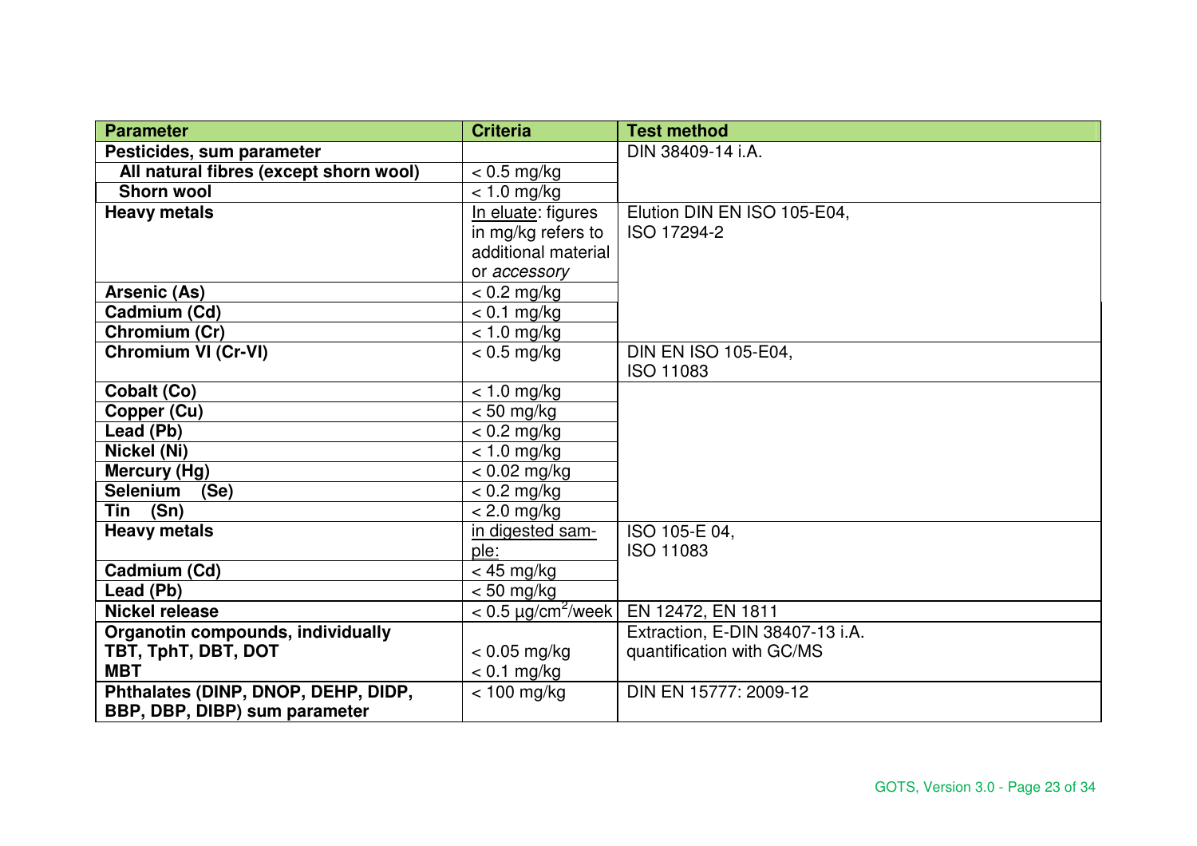| Parameter | Criteria | Test method |
|---|---|---|
| **Pesticides, sum parameter** | | DIN 38409-14 i.A. |
| **All natural fibres (except shorn wool)** | < 0.5 mg/kg | |
| **Shorn wool** | < 1.0 mg/kg | |
| **Heavy metals** | In eluate: figures in mg/kg refers to additional material or *accessory* | Elution DIN EN ISO 105-E04, ISO 17294-2 |
| **Arsenic (As)** | < 0.2 mg/kg | |
| **Cadmium (Cd)** | < 0.1 mg/kg | |
| **Chromium (Cr)** | < 1.0 mg/kg | |
| **Chromium VI (Cr-VI)** | < 0.5 mg/kg | DIN EN ISO 105-E04, ISO 11083 |
| **Cobalt (Co)** | < 1.0 mg/kg | |
| **Copper (Cu)** | < 50 mg/kg | |
| **Lead (Pb)** | < 0.2 mg/kg | |
| **Nickel (Ni)** | < 1.0 mg/kg | |
| **Mercury (Hg)** | < 0.02 mg/kg | |
| **Selenium (Se)** | < 0.2 mg/kg | |
| **Tin (Sn)** | < 2.0 mg/kg | |
| **Heavy metals** | in digested sample: | ISO 105-E 04, ISO 11083 |
| **Cadmium (Cd)** | < 45 mg/kg | |
| **Lead (Pb)** | < 50 mg/kg | |
| **Nickel release** | < 0.5 µg/cm²/week | EN 12472, EN 1811 |
| **Organotin compounds, individually** **TBT, TphT, DBT, DOT** **MBT** | < 0.05 mg/kg < 0.1 mg/kg | Extraction, E-DIN 38407-13 i.A. quantification with GC/MS |
| **Phthalates (DINP, DNOP, DEHP, DIDP, BBP, DBP, DIBP) sum parameter** | < 100 mg/kg | DIN EN 15777: 2009-12 |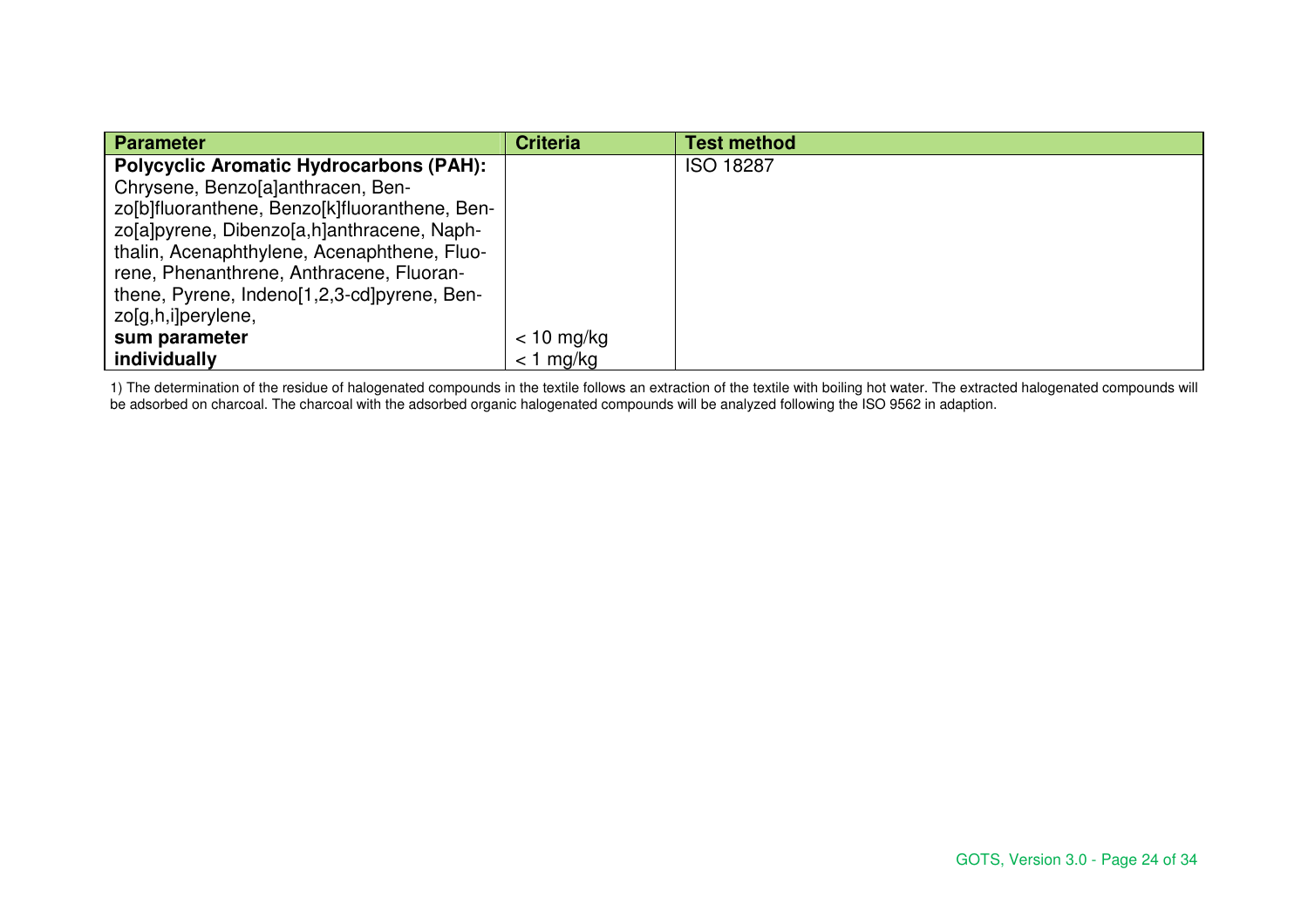| Parameter | Criteria | Test method |
|---|---|---|
| **Polycyclic Aromatic Hydrocarbons (PAH):** Chrysene, Benzo[a]anthracen, Benzo[b]fluoranthene, Benzo[k]fluoranthene, Benzo[a]pyrene, Dibenzo[a,h]anthracene, Naphthalin, Acenaphthylene, Acenaphthene, Fluorene, Phenanthrene, Anthracene, Fluoranthene, Pyrene, Indeno[1,2,3-cd]pyrene, Benzo[g,h,i]perylene, | | ISO 18287 |
| **sum parameter** | < 10 mg/kg | |
| **individually** | < 1 mg/kg | |

1) The determination of the residue of halogenated compounds in the textile follows an extraction of the textile with boiling hot water. The extracted halogenated compounds will be adsorbed on charcoal. The charcoal with the adsorbed organic halogenated compounds will be analyzed following the ISO 9562 in adaption.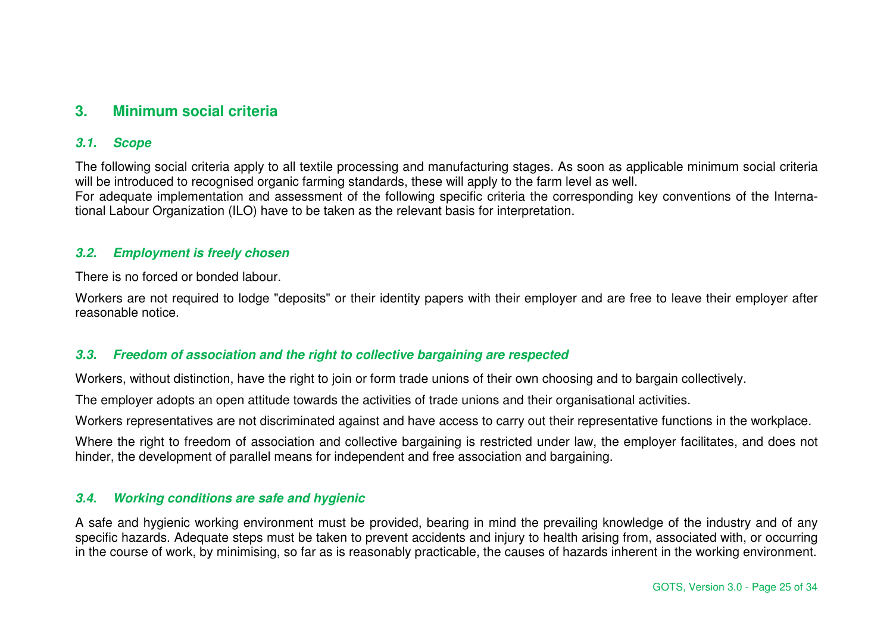## 3. Minimum social criteria

### *3.1. Scope*

The following social criteria apply to all textile processing and manufacturing stages. As soon as applicable minimum social criteria will be introduced to recognised organic farming standards, these will apply to the farm level as well.
For adequate implementation and assessment of the following specific criteria the corresponding key conventions of the International Labour Organization (ILO) have to be taken as the relevant basis for interpretation.

### *3.2. Employment is freely chosen*

There is no forced or bonded labour.

Workers are not required to lodge "deposits" or their identity papers with their employer and are free to leave their employer after reasonable notice.

### *3.3. Freedom of association and the right to collective bargaining are respected*

Workers, without distinction, have the right to join or form trade unions of their own choosing and to bargain collectively.

The employer adopts an open attitude towards the activities of trade unions and their organisational activities.

Workers representatives are not discriminated against and have access to carry out their representative functions in the workplace.

Where the right to freedom of association and collective bargaining is restricted under law, the employer facilitates, and does not hinder, the development of parallel means for independent and free association and bargaining.

### *3.4. Working conditions are safe and hygienic*

A safe and hygienic working environment must be provided, bearing in mind the prevailing knowledge of the industry and of any specific hazards. Adequate steps must be taken to prevent accidents and injury to health arising from, associated with, or occurring in the course of work, by minimising, so far as is reasonably practicable, the causes of hazards inherent in the working environment.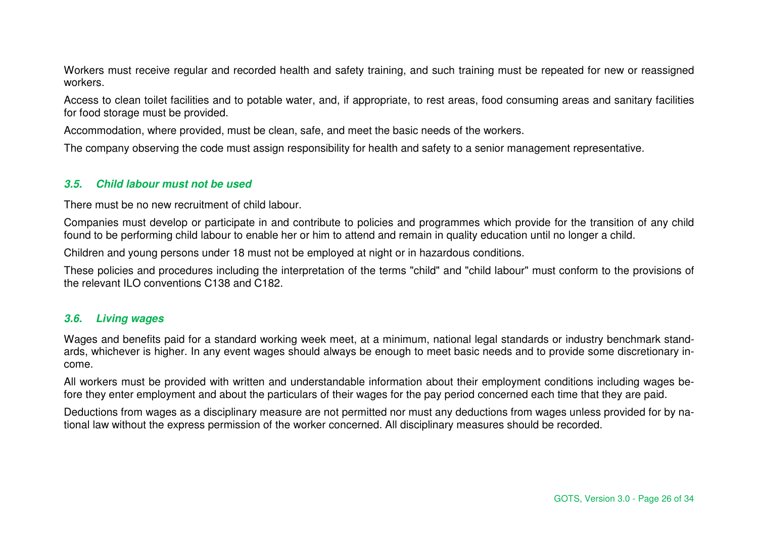Workers must receive regular and recorded health and safety training, and such training must be repeated for new or reassigned workers.

Access to clean toilet facilities and to potable water, and, if appropriate, to rest areas, food consuming areas and sanitary facilities for food storage must be provided.

Accommodation, where provided, must be clean, safe, and meet the basic needs of the workers.

The company observing the code must assign responsibility for health and safety to a senior management representative.

### *3.5. Child labour must not be used*

There must be no new recruitment of child labour.

Companies must develop or participate in and contribute to policies and programmes which provide for the transition of any child found to be performing child labour to enable her or him to attend and remain in quality education until no longer a child.

Children and young persons under 18 must not be employed at night or in hazardous conditions.

These policies and procedures including the interpretation of the terms "child" and "child labour" must conform to the provisions of the relevant ILO conventions C138 and C182.

### *3.6. Living wages*

Wages and benefits paid for a standard working week meet, at a minimum, national legal standards or industry benchmark standards, whichever is higher. In any event wages should always be enough to meet basic needs and to provide some discretionary income.

All workers must be provided with written and understandable information about their employment conditions including wages before they enter employment and about the particulars of their wages for the pay period concerned each time that they are paid.

Deductions from wages as a disciplinary measure are not permitted nor must any deductions from wages unless provided for by national law without the express permission of the worker concerned. All disciplinary measures should be recorded.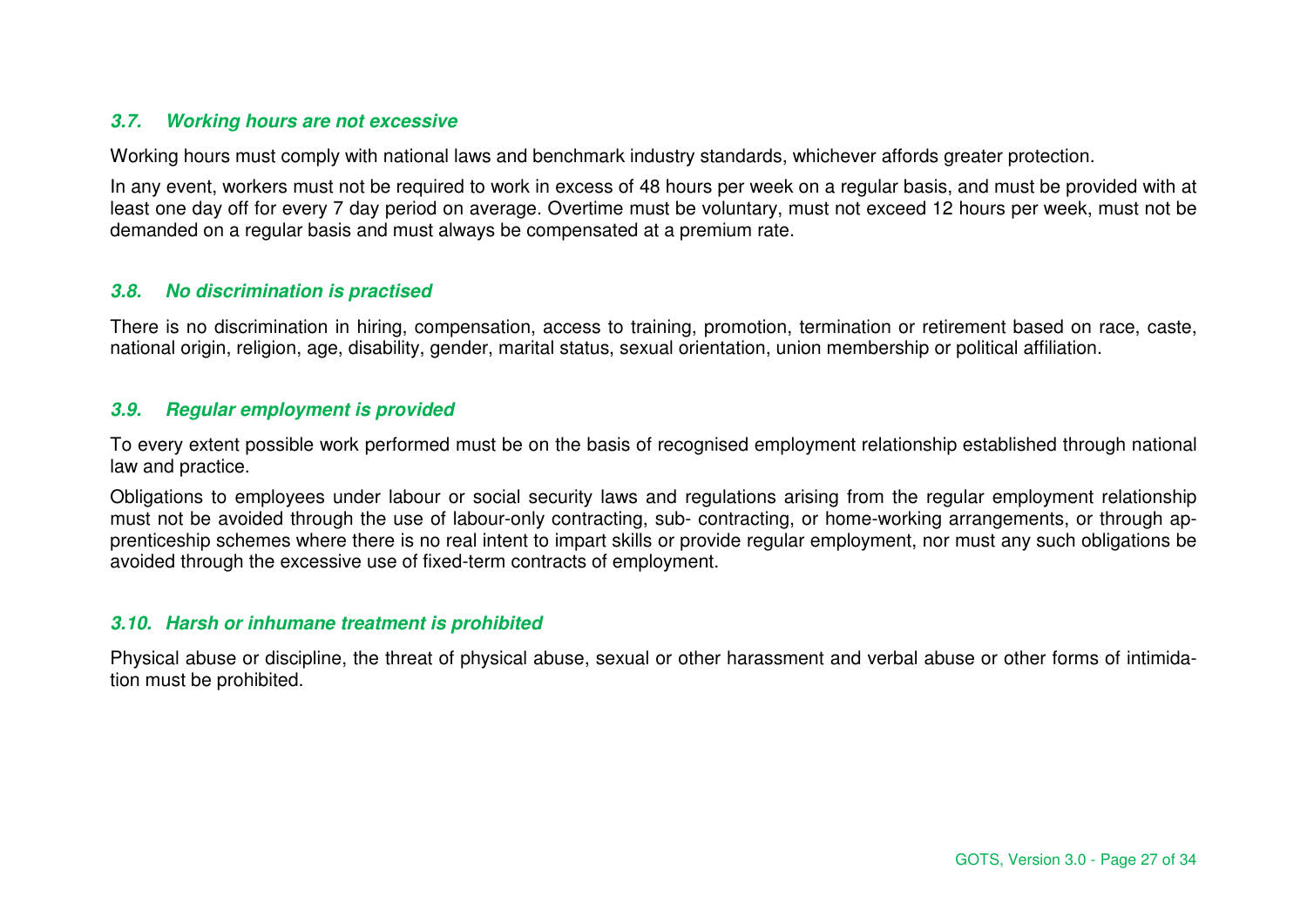### *3.7. Working hours are not excessive*

Working hours must comply with national laws and benchmark industry standards, whichever affords greater protection.

In any event, workers must not be required to work in excess of 48 hours per week on a regular basis, and must be provided with at least one day off for every 7 day period on average. Overtime must be voluntary, must not exceed 12 hours per week, must not be demanded on a regular basis and must always be compensated at a premium rate.

### *3.8. No discrimination is practised*

There is no discrimination in hiring, compensation, access to training, promotion, termination or retirement based on race, caste, national origin, religion, age, disability, gender, marital status, sexual orientation, union membership or political affiliation.

### *3.9. Regular employment is provided*

To every extent possible work performed must be on the basis of recognised employment relationship established through national law and practice.

Obligations to employees under labour or social security laws and regulations arising from the regular employment relationship must not be avoided through the use of labour-only contracting, sub- contracting, or home-working arrangements, or through apprenticeship schemes where there is no real intent to impart skills or provide regular employment, nor must any such obligations be avoided through the excessive use of fixed-term contracts of employment.

### *3.10. Harsh or inhumane treatment is prohibited*

Physical abuse or discipline, the threat of physical abuse, sexual or other harassment and verbal abuse or other forms of intimidation must be prohibited.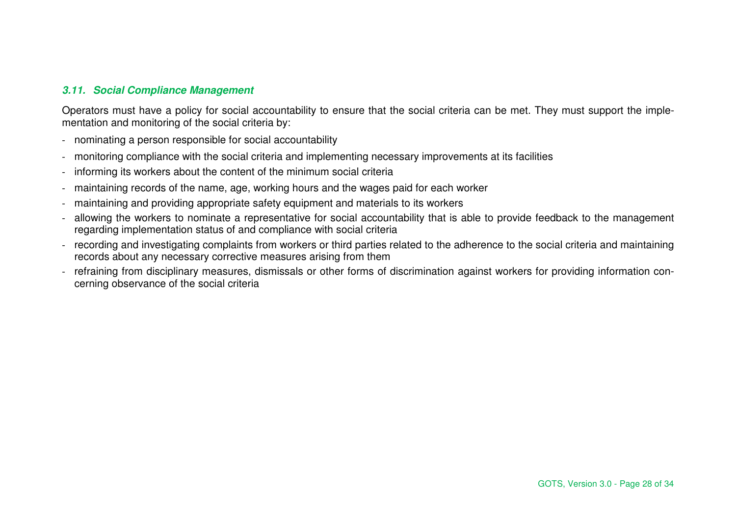### *3.11. Social Compliance Management*

Operators must have a policy for social accountability to ensure that the social criteria can be met. They must support the implementation and monitoring of the social criteria by:

- nominating a person responsible for social accountability
- monitoring compliance with the social criteria and implementing necessary improvements at its facilities
- informing its workers about the content of the minimum social criteria
- maintaining records of the name, age, working hours and the wages paid for each worker
- maintaining and providing appropriate safety equipment and materials to its workers
- allowing the workers to nominate a representative for social accountability that is able to provide feedback to the management regarding implementation status of and compliance with social criteria
- recording and investigating complaints from workers or third parties related to the adherence to the social criteria and maintaining records about any necessary corrective measures arising from them
- refraining from disciplinary measures, dismissals or other forms of discrimination against workers for providing information concerning observance of the social criteria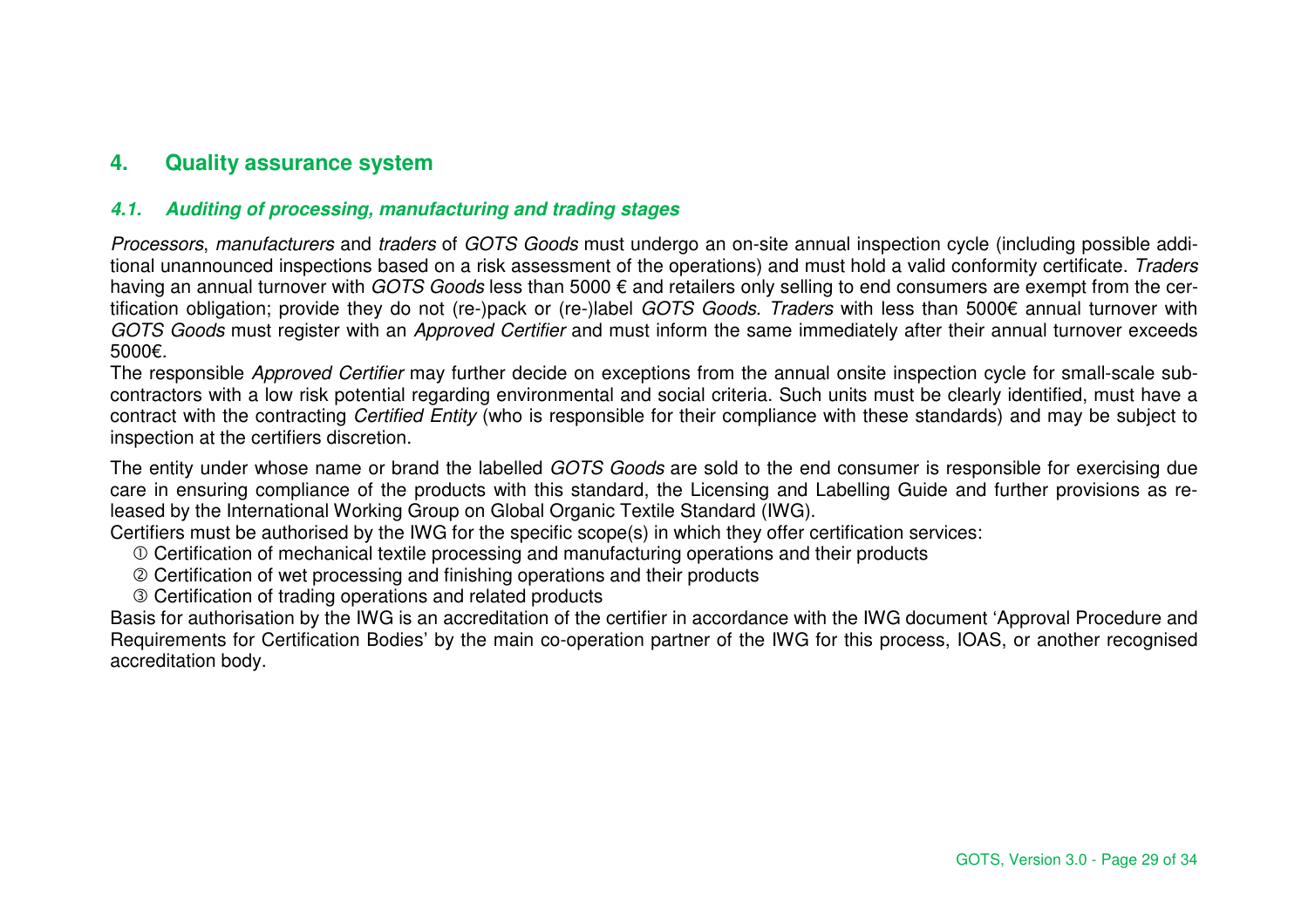## 4. Quality assurance system

### *4.1. Auditing of processing, manufacturing and trading stages*

*Processors*, *manufacturers* and *traders* of *GOTS Goods* must undergo an on-site annual inspection cycle (including possible additional unannounced inspections based on a risk assessment of the operations) and must hold a valid conformity certificate. *Traders* having an annual turnover with *GOTS Goods* less than 5000 € and retailers only selling to end consumers are exempt from the certification obligation; provide they do not (re-)pack or (re-)label *GOTS Goods*. *Traders* with less than 5000€ annual turnover with *GOTS Goods* must register with an *Approved Certifier* and must inform the same immediately after their annual turnover exceeds 5000€.

The responsible *Approved Certifier* may further decide on exceptions from the annual onsite inspection cycle for small-scale subcontractors with a low risk potential regarding environmental and social criteria. Such units must be clearly identified, must have a contract with the contracting *Certified Entity* (who is responsible for their compliance with these standards) and may be subject to inspection at the certifiers discretion.

The entity under whose name or brand the labelled *GOTS Goods* are sold to the end consumer is responsible for exercising due care in ensuring compliance of the products with this standard, the Licensing and Labelling Guide and further provisions as released by the International Working Group on Global Organic Textile Standard (IWG).

Certifiers must be authorised by the IWG for the specific scope(s) in which they offer certification services:

① Certification of mechanical textile processing and manufacturing operations and their products
② Certification of wet processing and finishing operations and their products
③ Certification of trading operations and related products

Basis for authorisation by the IWG is an accreditation of the certifier in accordance with the IWG document 'Approval Procedure and Requirements for Certification Bodies' by the main co-operation partner of the IWG for this process, IOAS, or another recognised accreditation body.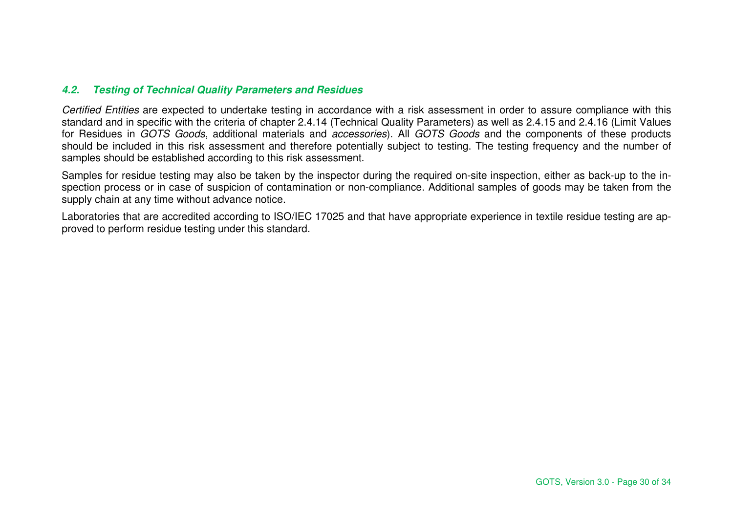### *4.2. Testing of Technical Quality Parameters and Residues*

*Certified Entities* are expected to undertake testing in accordance with a risk assessment in order to assure compliance with this standard and in specific with the criteria of chapter 2.4.14 (Technical Quality Parameters) as well as 2.4.15 and 2.4.16 (Limit Values for Residues in *GOTS Goods*, additional materials and *accessories*). All *GOTS Goods* and the components of these products should be included in this risk assessment and therefore potentially subject to testing. The testing frequency and the number of samples should be established according to this risk assessment.

Samples for residue testing may also be taken by the inspector during the required on-site inspection, either as back-up to the inspection process or in case of suspicion of contamination or non-compliance. Additional samples of goods may be taken from the supply chain at any time without advance notice.

Laboratories that are accredited according to ISO/IEC 17025 and that have appropriate experience in textile residue testing are approved to perform residue testing under this standard.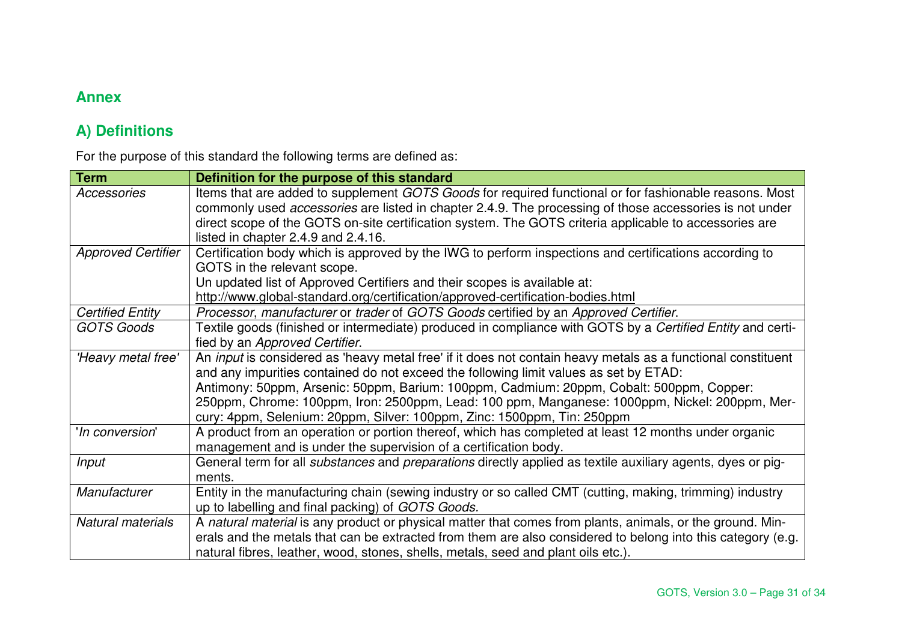## Annex

## A) Definitions

For the purpose of this standard the following terms are defined as:

| Term | Definition for the purpose of this standard |
|---|---|
| *Accessories* | Items that are added to supplement *GOTS Goods* for required functional or for fashionable reasons. Most commonly used *accessories* are listed in chapter 2.4.9. The processing of those accessories is not under direct scope of the GOTS on-site certification system. The GOTS criteria applicable to accessories are listed in chapter 2.4.9 and 2.4.16. |
| *Approved Certifier* | Certification body which is approved by the IWG to perform inspections and certifications according to GOTS in the relevant scope.<br>Un updated list of Approved Certifiers and their scopes is available at:<br>http://www.global-standard.org/certification/approved-certification-bodies.html |
| *Certified Entity* | *Processor*, *manufacturer* or *trader* of *GOTS Goods* certified by an *Approved Certifier*. |
| *GOTS Goods* | Textile goods (finished or intermediate) produced in compliance with GOTS by a *Certified Entity* and certified by an *Approved Certifier*. |
| *'Heavy metal free'* | An *input* is considered as 'heavy metal free' if it does not contain heavy metals as a functional constituent and any impurities contained do not exceed the following limit values as set by ETAD:<br>Antimony: 50ppm, Arsenic: 50ppm, Barium: 100ppm, Cadmium: 20ppm, Cobalt: 500ppm, Copper: 250ppm, Chrome: 100ppm, Iron: 2500ppm, Lead: 100 ppm, Manganese: 1000ppm, Nickel: 200ppm, Mercury: 4ppm, Selenium: 20ppm, Silver: 100ppm, Zinc: 1500ppm, Tin: 250ppm |
| '*In conversion*' | A product from an operation or portion thereof, which has completed at least 12 months under organic management and is under the supervision of a certification body. |
| *Input* | General term for all *substances* and *preparations* directly applied as textile auxiliary agents, dyes or pigments. |
| *Manufacturer* | Entity in the manufacturing chain (sewing industry or so called CMT (cutting, making, trimming) industry up to labelling and final packing) of *GOTS Goods*. |
| *Natural materials* | A *natural material* is any product or physical matter that comes from plants, animals, or the ground. Minerals and the metals that can be extracted from them are also considered to belong into this category (e.g. natural fibres, leather, wood, stones, shells, metals, seed and plant oils etc.). |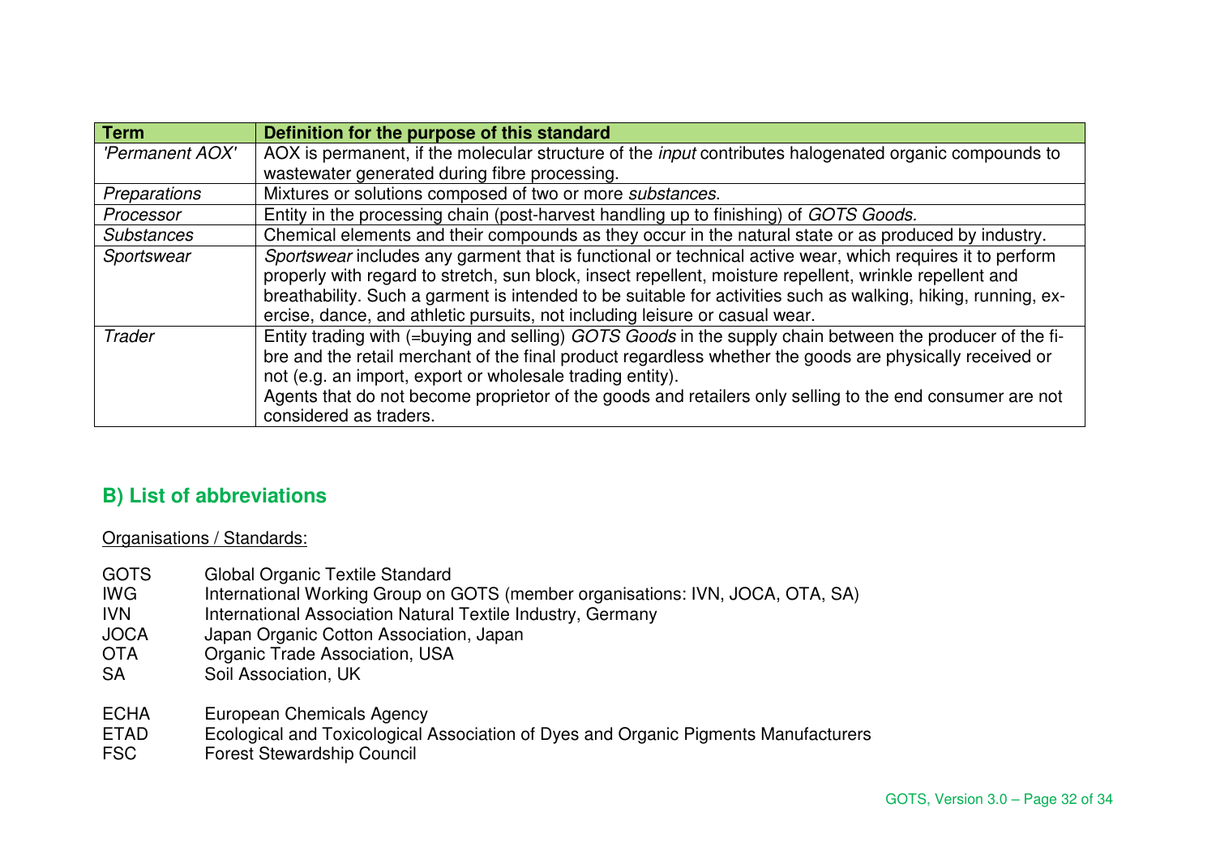| Term | Definition for the purpose of this standard |
| --- | --- |
| *'Permanent AOX'* | AOX is permanent, if the molecular structure of the *input* contributes halogenated organic compounds to wastewater generated during fibre processing. |
| *Preparations* | Mixtures or solutions composed of two or more *substances*. |
| *Processor* | Entity in the processing chain (post-harvest handling up to finishing) of *GOTS Goods*. |
| *Substances* | Chemical elements and their compounds as they occur in the natural state or as produced by industry. |
| *Sportswear* | *Sportswear* includes any garment that is functional or technical active wear, which requires it to perform properly with regard to stretch, sun block, insect repellent, moisture repellent, wrinkle repellent and breathability. Such a garment is intended to be suitable for activities such as walking, hiking, running, exercise, dance, and athletic pursuits, not including leisure or casual wear. |
| *Trader* | Entity trading with (=buying and selling) *GOTS Goods* in the supply chain between the producer of the fibre and the retail merchant of the final product regardless whether the goods are physically received or not (e.g. an import, export or wholesale trading entity). Agents that do not become proprietor of the goods and retailers only selling to the end consumer are not considered as traders. |

## B) List of abbreviations

Organisations / Standards:

GOTS Global Organic Textile Standard
IWG International Working Group on GOTS (member organisations: IVN, JOCA, OTA, SA)
IVN International Association Natural Textile Industry, Germany
JOCA Japan Organic Cotton Association, Japan
OTA Organic Trade Association, USA
SA Soil Association, UK

ECHA European Chemicals Agency
ETAD Ecological and Toxicological Association of Dyes and Organic Pigments Manufacturers
FSC Forest Stewardship Council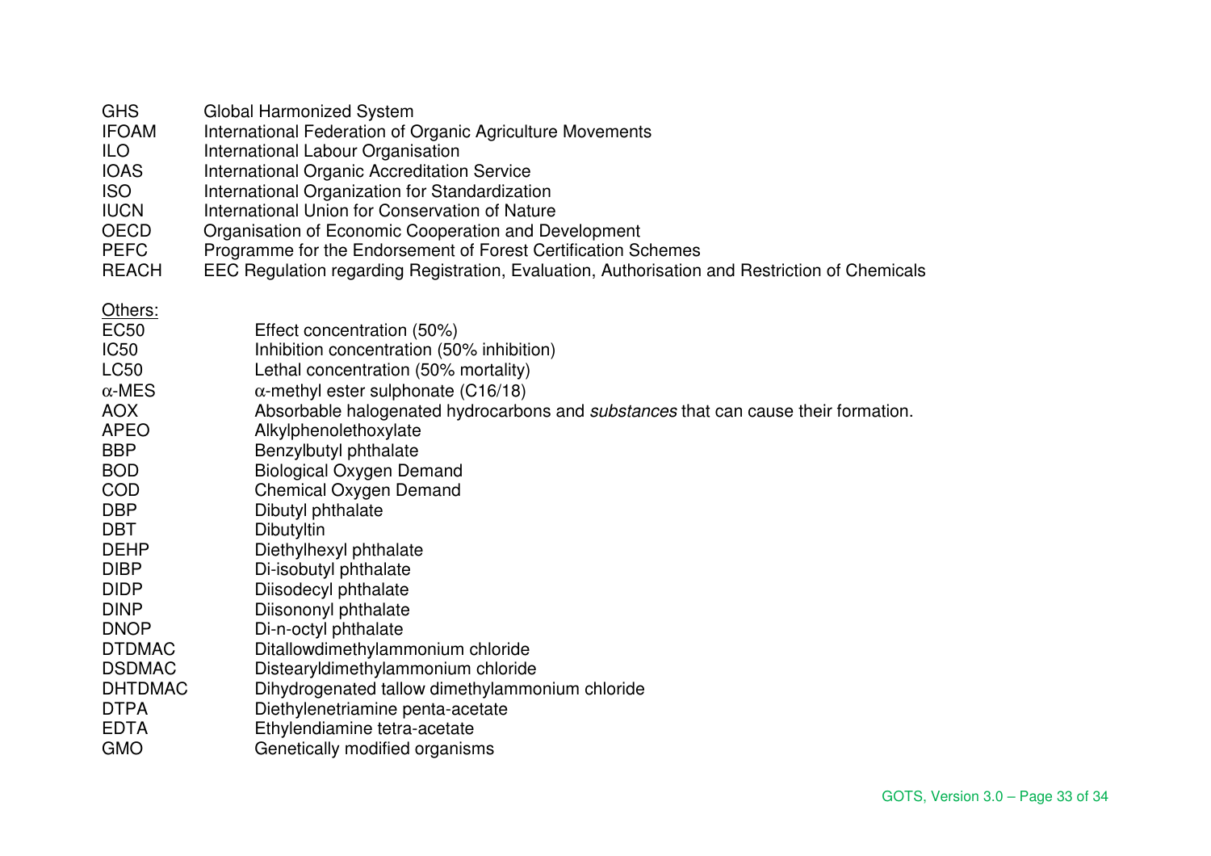| | |
|---|---|
| GHS | Global Harmonized System |
| IFOAM | International Federation of Organic Agriculture Movements |
| ILO | International Labour Organisation |
| IOAS | International Organic Accreditation Service |
| ISO | International Organization for Standardization |
| IUCN | International Union for Conservation of Nature |
| OECD | Organisation of Economic Cooperation and Development |
| PEFC | Programme for the Endorsement of Forest Certification Schemes |
| REACH | EEC Regulation regarding Registration, Evaluation, Authorisation and Restriction of Chemicals |

<u>Others:</u>

| | |
|---|---|
| EC50 | Effect concentration (50%) |
| IC50 | Inhibition concentration (50% inhibition) |
| LC50 | Lethal concentration (50% mortality) |
| $\alpha$-MES | $\alpha$-methyl ester sulphonate (C16/18) |
| AOX | Absorbable halogenated hydrocarbons and *substances* that can cause their formation. |
| APEO | Alkylphenolethoxylate |
| BBP | Benzylbutyl phthalate |
| BOD | Biological Oxygen Demand |
| COD | Chemical Oxygen Demand |
| DBP | Dibutyl phthalate |
| DBT | Dibutyltin |
| DEHP | Diethylhexyl phthalate |
| DIBP | Di-isobutyl phthalate |
| DIDP | Diisodecyl phthalate |
| DINP | Diisononyl phthalate |
| DNOP | Di-n-octyl phthalate |
| DTDMAC | Ditallowdimethylammonium chloride |
| DSDMAC | Distearyldimethylammonium chloride |
| DHTDMAC | Dihydrogenated tallow dimethylammonium chloride |
| DTPA | Diethylenetriamine penta-acetate |
| EDTA | Ethylendiamine tetra-acetate |
| GMO | Genetically modified organisms |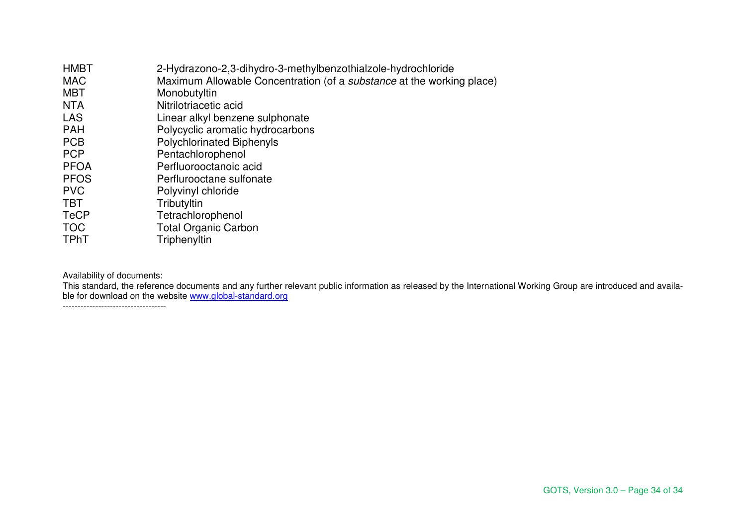| | |
|---|---|
| HMBT | 2-Hydrazono-2,3-dihydro-3-methylbenzothialzole-hydrochloride |
| MAC | Maximum Allowable Concentration (of a *substance* at the working place) |
| MBT | Monobutyltin |
| NTA | Nitrilotriacetic acid |
| LAS | Linear alkyl benzene sulphonate |
| PAH | Polycyclic aromatic hydrocarbons |
| PCB | Polychlorinated Biphenyls |
| PCP | Pentachlorophenol |
| PFOA | Perfluorooctanoic acid |
| PFOS | Perflurooctane sulfonate |
| PVC | Polyvinyl chloride |
| TBT | Tributyltin |
| TeCP | Tetrachlorophenol |
| TOC | Total Organic Carbon |
| TPhT | Triphenyltin |

Availability of documents:

This standard, the reference documents and any further relevant public information as released by the International Working Group are introduced and available for download on the website www.global-standard.org

-----------------------------------